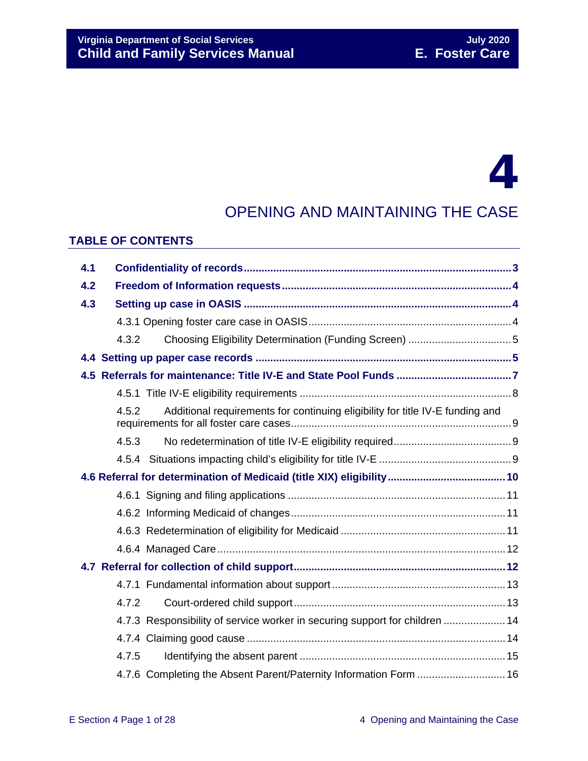# 4

## OPENING AND MAINTAINING THE CASE

### TABLE OF CONTENTS

**4.1 Confidentiality of records** .......... 3

**4.2 Freedom of Information requests** .......... 4

**4.3 Setting up case in OASIS** .......... 4

- 4.3.1 Opening foster care case in OASIS .......... 4
- 4.3.2 Choosing Eligibility Determination (Funding Screen) .......... 5

**4.4 Setting up paper case records** .......... 5

**4.5 Referrals for maintenance: Title IV-E and State Pool Funds** .......... 7

- 4.5.1 Title IV-E eligibility requirements .......... 8
- 4.5.2 Additional requirements for continuing eligibility for title IV-E funding and requirements for all foster care cases .......... 9
- 4.5.3 No redetermination of title IV-E eligibility required .......... 9
- 4.5.4 Situations impacting child's eligibility for title IV-E .......... 9

**4.6 Referral for determination of Medicaid (title XIX) eligibility** .......... 10

- 4.6.1 Signing and filing applications .......... 11
- 4.6.2 Informing Medicaid of changes .......... 11
- 4.6.3 Redetermination of eligibility for Medicaid .......... 11
- 4.6.4 Managed Care .......... 12

**4.7 Referral for collection of child support** .......... 12

- 4.7.1 Fundamental information about support .......... 13
- 4.7.2 Court-ordered child support .......... 13
- 4.7.3 Responsibility of service worker in securing support for children .......... 14
- 4.7.4 Claiming good cause .......... 14
- 4.7.5 Identifying the absent parent .......... 15
- 4.7.6 Completing the Absent Parent/Paternity Information Form .......... 16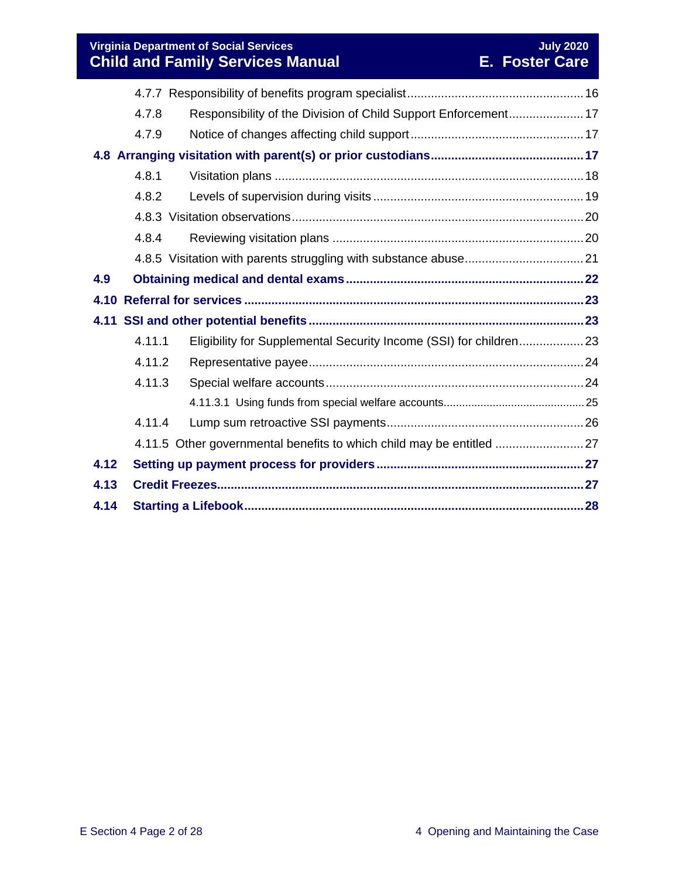- 4.7.7 Responsibility of benefits program specialist ..... 16
- 4.7.8 Responsibility of the Division of Child Support Enforcement ..... 17
- 4.7.9 Notice of changes affecting child support ..... 17

**4.8 Arranging visitation with parent(s) or prior custodians ..... 17**

- 4.8.1 Visitation plans ..... 18
- 4.8.2 Levels of supervision during visits ..... 19
- 4.8.3 Visitation observations ..... 20
- 4.8.4 Reviewing visitation plans ..... 20
- 4.8.5 Visitation with parents struggling with substance abuse ..... 21

**4.9 Obtaining medical and dental exams ..... 22**

**4.10 Referral for services ..... 23**

**4.11 SSI and other potential benefits ..... 23**

- 4.11.1 Eligibility for Supplemental Security Income (SSI) for children ..... 23
- 4.11.2 Representative payee ..... 24
- 4.11.3 Special welfare accounts ..... 24
  - 4.11.3.1 Using funds from special welfare accounts ..... 25
- 4.11.4 Lump sum retroactive SSI payments ..... 26
- 4.11.5 Other governmental benefits to which child may be entitled ..... 27

**4.12 Setting up payment process for providers ..... 27**

**4.13 Credit Freezes ..... 27**

**4.14 Starting a Lifebook ..... 28**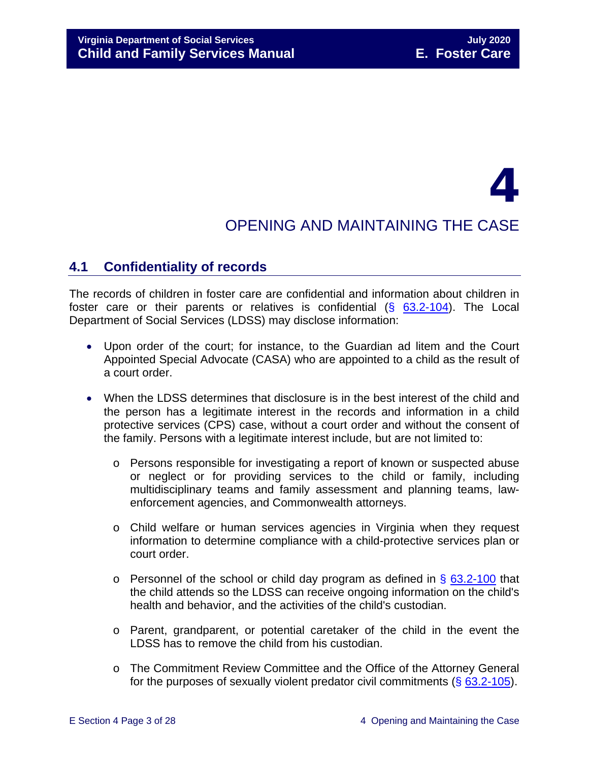# 4

# OPENING AND MAINTAINING THE CASE

## 4.1 Confidentiality of records

The records of children in foster care are confidential and information about children in foster care or their parents or relatives is confidential (§ 63.2-104). The Local Department of Social Services (LDSS) may disclose information:

- Upon order of the court; for instance, to the Guardian ad litem and the Court Appointed Special Advocate (CASA) who are appointed to a child as the result of a court order.
- When the LDSS determines that disclosure is in the best interest of the child and the person has a legitimate interest in the records and information in a child protective services (CPS) case, without a court order and without the consent of the family. Persons with a legitimate interest include, but are not limited to:
  - Persons responsible for investigating a report of known or suspected abuse or neglect or for providing services to the child or family, including multidisciplinary teams and family assessment and planning teams, law-enforcement agencies, and Commonwealth attorneys.
  - Child welfare or human services agencies in Virginia when they request information to determine compliance with a child-protective services plan or court order.
  - Personnel of the school or child day program as defined in § 63.2-100 that the child attends so the LDSS can receive ongoing information on the child's health and behavior, and the activities of the child's custodian.
  - Parent, grandparent, or potential caretaker of the child in the event the LDSS has to remove the child from his custodian.
  - The Commitment Review Committee and the Office of the Attorney General for the purposes of sexually violent predator civil commitments (§ 63.2-105).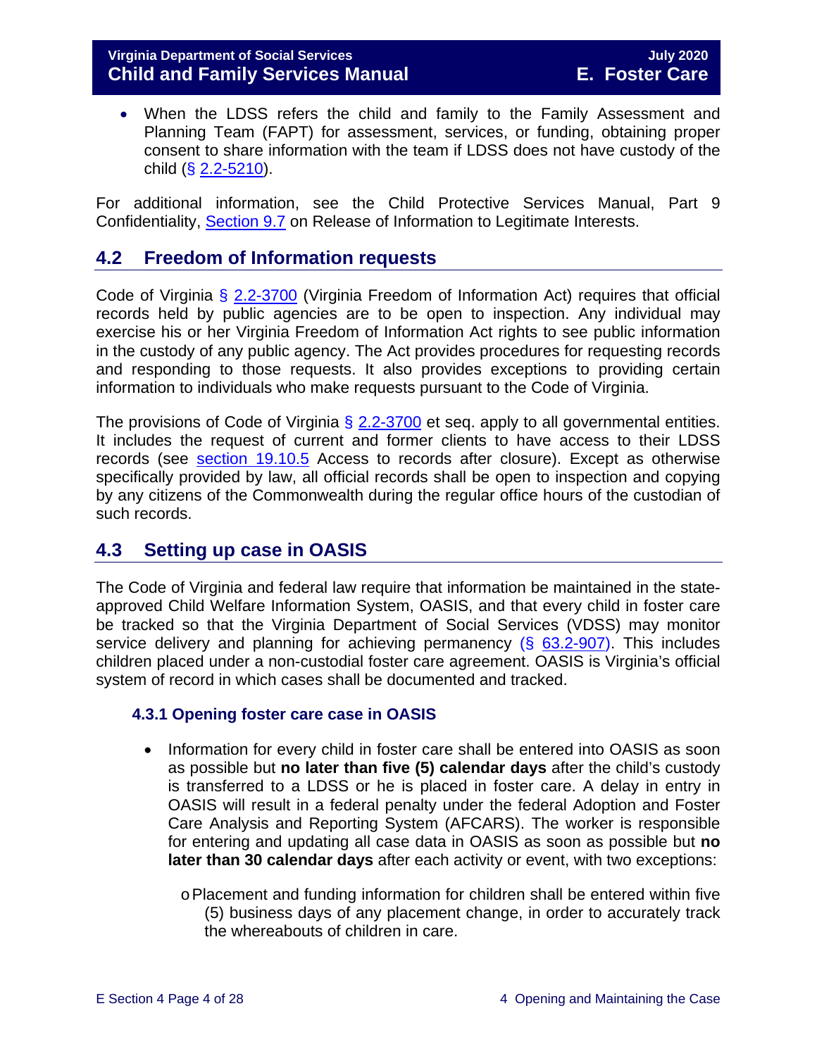- When the LDSS refers the child and family to the Family Assessment and Planning Team (FAPT) for assessment, services, or funding, obtaining proper consent to share information with the team if LDSS does not have custody of the child (§ 2.2-5210).

For additional information, see the Child Protective Services Manual, Part 9 Confidentiality, Section 9.7 on Release of Information to Legitimate Interests.

## 4.2 Freedom of Information requests

Code of Virginia § 2.2-3700 (Virginia Freedom of Information Act) requires that official records held by public agencies are to be open to inspection. Any individual may exercise his or her Virginia Freedom of Information Act rights to see public information in the custody of any public agency. The Act provides procedures for requesting records and responding to those requests. It also provides exceptions to providing certain information to individuals who make requests pursuant to the Code of Virginia.

The provisions of Code of Virginia § 2.2-3700 et seq. apply to all governmental entities. It includes the request of current and former clients to have access to their LDSS records (see section 19.10.5 Access to records after closure). Except as otherwise specifically provided by law, all official records shall be open to inspection and copying by any citizens of the Commonwealth during the regular office hours of the custodian of such records.

## 4.3 Setting up case in OASIS

The Code of Virginia and federal law require that information be maintained in the state-approved Child Welfare Information System, OASIS, and that every child in foster care be tracked so that the Virginia Department of Social Services (VDSS) may monitor service delivery and planning for achieving permanency (§ 63.2-907). This includes children placed under a non-custodial foster care agreement. OASIS is Virginia's official system of record in which cases shall be documented and tracked.

### 4.3.1 Opening foster care case in OASIS

- Information for every child in foster care shall be entered into OASIS as soon as possible but **no later than five (5) calendar days** after the child's custody is transferred to a LDSS or he is placed in foster care. A delay in entry in OASIS will result in a federal penalty under the federal Adoption and Foster Care Analysis and Reporting System (AFCARS). The worker is responsible for entering and updating all case data in OASIS as soon as possible but **no later than 30 calendar days** after each activity or event, with two exceptions:
  - Placement and funding information for children shall be entered within five (5) business days of any placement change, in order to accurately track the whereabouts of children in care.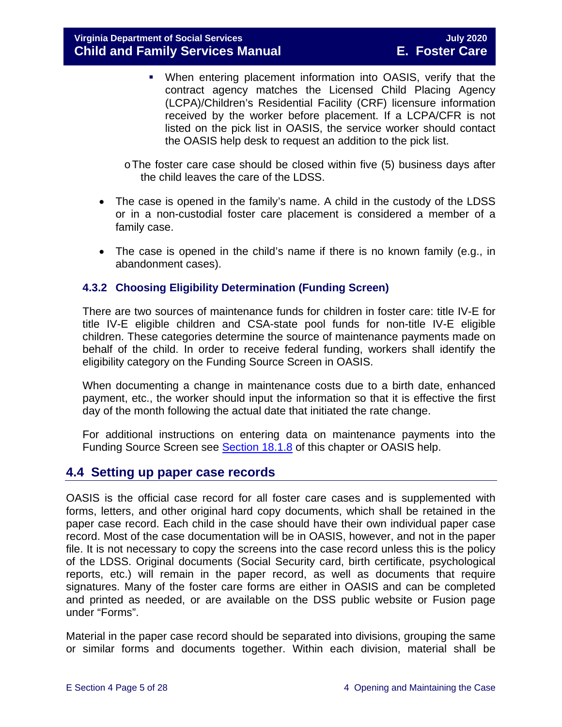- When entering placement information into OASIS, verify that the contract agency matches the Licensed Child Placing Agency (LCPA)/Children's Residential Facility (CRF) licensure information received by the worker before placement. If a LCPA/CFR is not listed on the pick list in OASIS, the service worker should contact the OASIS help desk to request an addition to the pick list.

    - The foster care case should be closed within five (5) business days after the child leaves the care of the LDSS.

- The case is opened in the family's name. A child in the custody of the LDSS or in a non-custodial foster care placement is considered a member of a family case.

- The case is opened in the child's name if there is no known family (e.g., in abandonment cases).

### 4.3.2 Choosing Eligibility Determination (Funding Screen)

There are two sources of maintenance funds for children in foster care: title IV-E for title IV-E eligible children and CSA-state pool funds for non-title IV-E eligible children. These categories determine the source of maintenance payments made on behalf of the child. In order to receive federal funding, workers shall identify the eligibility category on the Funding Source Screen in OASIS.

When documenting a change in maintenance costs due to a birth date, enhanced payment, etc., the worker should input the information so that it is effective the first day of the month following the actual date that initiated the rate change.

For additional instructions on entering data on maintenance payments into the Funding Source Screen see Section 18.1.8 of this chapter or OASIS help.

## 4.4 Setting up paper case records

OASIS is the official case record for all foster care cases and is supplemented with forms, letters, and other original hard copy documents, which shall be retained in the paper case record. Each child in the case should have their own individual paper case record. Most of the case documentation will be in OASIS, however, and not in the paper file. It is not necessary to copy the screens into the case record unless this is the policy of the LDSS. Original documents (Social Security card, birth certificate, psychological reports, etc.) will remain in the paper record, as well as documents that require signatures. Many of the foster care forms are either in OASIS and can be completed and printed as needed, or are available on the DSS public website or Fusion page under "Forms".

Material in the paper case record should be separated into divisions, grouping the same or similar forms and documents together. Within each division, material shall be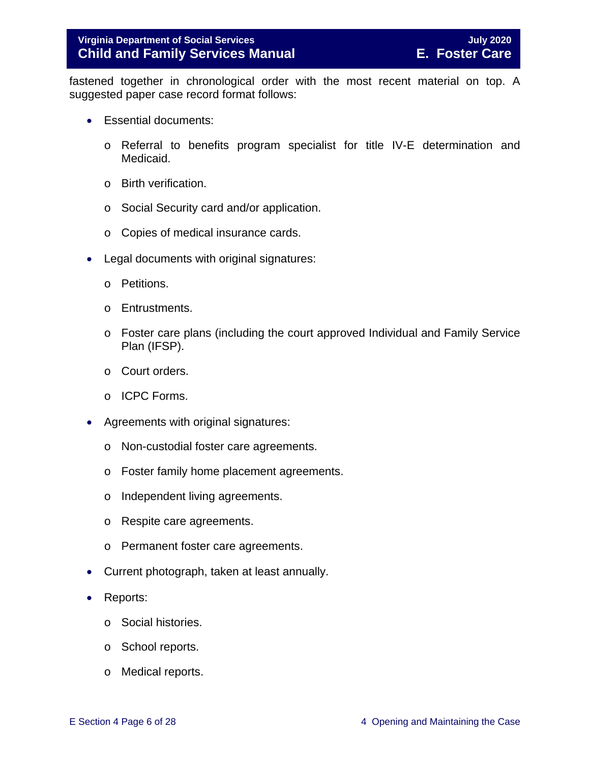fastened together in chronological order with the most recent material on top. A suggested paper case record format follows:

- Essential documents:
  - Referral to benefits program specialist for title IV-E determination and Medicaid.
  - Birth verification.
  - Social Security card and/or application.
  - Copies of medical insurance cards.
- Legal documents with original signatures:
  - Petitions.
  - Entrustments.
  - Foster care plans (including the court approved Individual and Family Service Plan (IFSP).
  - Court orders.
  - ICPC Forms.
- Agreements with original signatures:
  - Non-custodial foster care agreements.
  - Foster family home placement agreements.
  - Independent living agreements.
  - Respite care agreements.
  - Permanent foster care agreements.
- Current photograph, taken at least annually.
- Reports:
  - Social histories.
  - School reports.
  - Medical reports.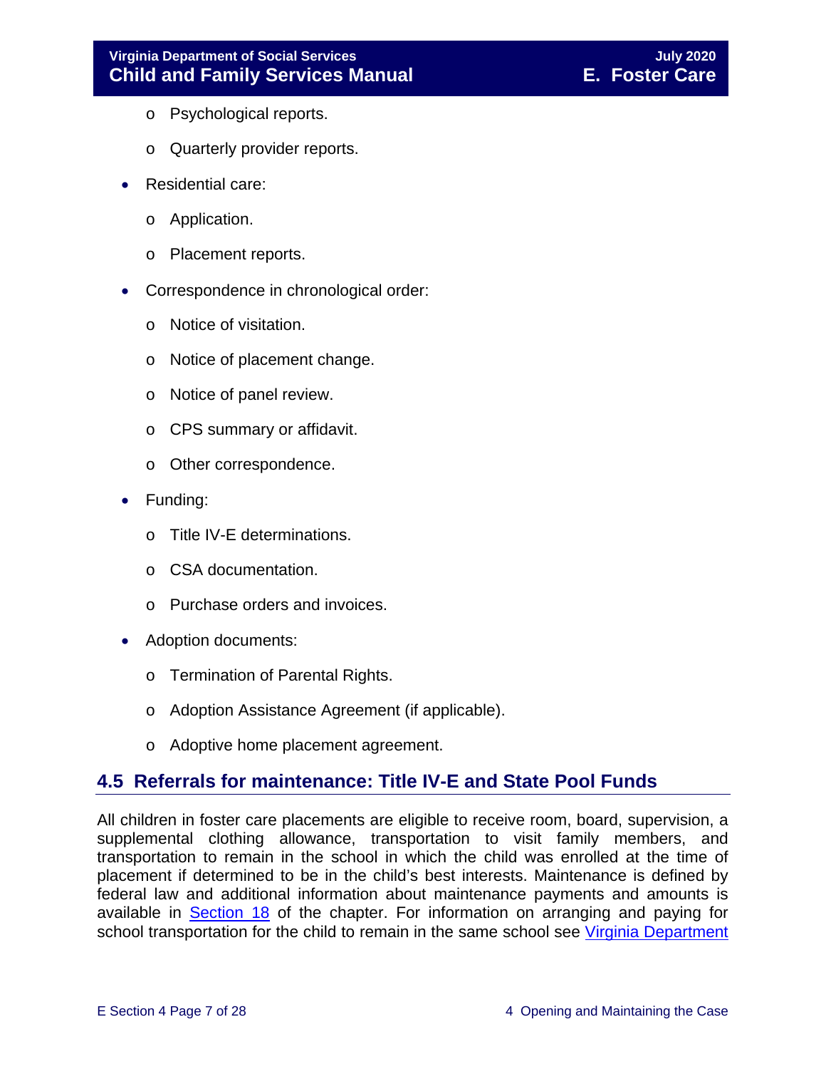- Psychological reports.
  - Quarterly provider reports.
- Residential care:
  - Application.
  - Placement reports.
- Correspondence in chronological order:
  - Notice of visitation.
  - Notice of placement change.
  - Notice of panel review.
  - CPS summary or affidavit.
  - Other correspondence.
- Funding:
  - Title IV-E determinations.
  - CSA documentation.
  - Purchase orders and invoices.
- Adoption documents:
  - Termination of Parental Rights.
  - Adoption Assistance Agreement (if applicable).
  - Adoptive home placement agreement.

## 4.5 Referrals for maintenance: Title IV-E and State Pool Funds

All children in foster care placements are eligible to receive room, board, supervision, a supplemental clothing allowance, transportation to visit family members, and transportation to remain in the school in which the child was enrolled at the time of placement if determined to be in the child's best interests. Maintenance is defined by federal law and additional information about maintenance payments and amounts is available in Section 18 of the chapter. For information on arranging and paying for school transportation for the child to remain in the same school see Virginia Department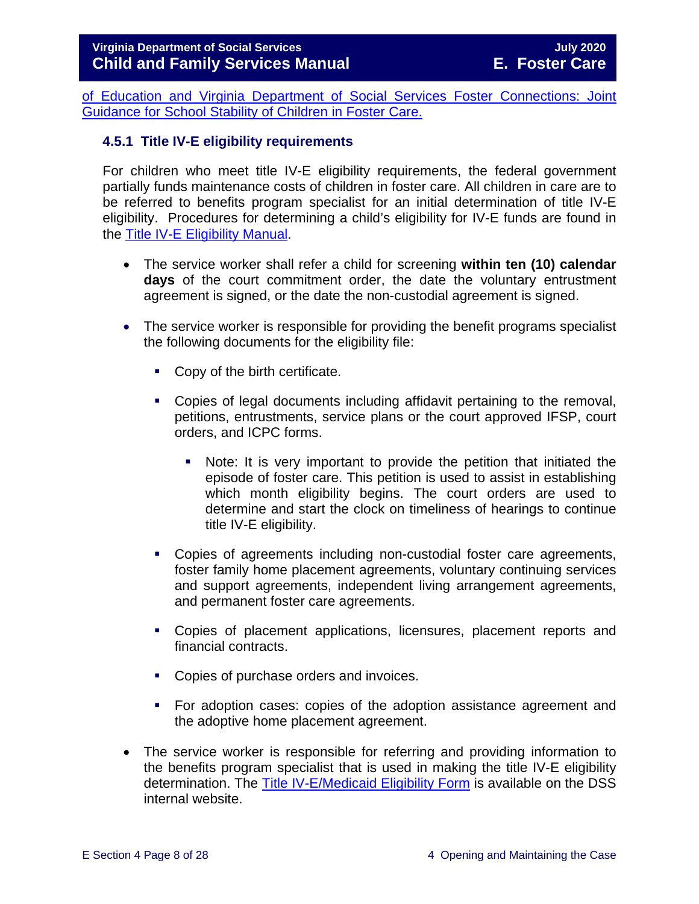of Education and Virginia Department of Social Services Foster Connections: Joint Guidance for School Stability of Children in Foster Care.

### 4.5.1 Title IV-E eligibility requirements

For children who meet title IV-E eligibility requirements, the federal government partially funds maintenance costs of children in foster care. All children in care are to be referred to benefits program specialist for an initial determination of title IV-E eligibility. Procedures for determining a child's eligibility for IV-E funds are found in the Title IV-E Eligibility Manual.

- The service worker shall refer a child for screening **within ten (10) calendar days** of the court commitment order, the date the voluntary entrustment agreement is signed, or the date the non-custodial agreement is signed.

- The service worker is responsible for providing the benefit programs specialist the following documents for the eligibility file:

  - Copy of the birth certificate.

  - Copies of legal documents including affidavit pertaining to the removal, petitions, entrustments, service plans or the court approved IFSP, court orders, and ICPC forms.

    - Note: It is very important to provide the petition that initiated the episode of foster care. This petition is used to assist in establishing which month eligibility begins. The court orders are used to determine and start the clock on timeliness of hearings to continue title IV-E eligibility.

  - Copies of agreements including non-custodial foster care agreements, foster family home placement agreements, voluntary continuing services and support agreements, independent living arrangement agreements, and permanent foster care agreements.

  - Copies of placement applications, licensures, placement reports and financial contracts.

  - Copies of purchase orders and invoices.

  - For adoption cases: copies of the adoption assistance agreement and the adoptive home placement agreement.

- The service worker is responsible for referring and providing information to the benefits program specialist that is used in making the title IV-E eligibility determination. The Title IV-E/Medicaid Eligibility Form is available on the DSS internal website.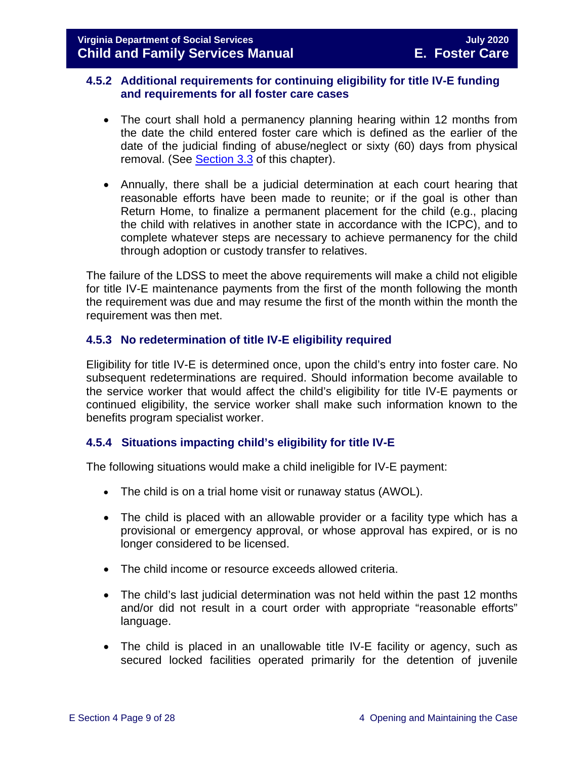### 4.5.2 Additional requirements for continuing eligibility for title IV-E funding and requirements for all foster care cases

- The court shall hold a permanency planning hearing within 12 months from the date the child entered foster care which is defined as the earlier of the date of the judicial finding of abuse/neglect or sixty (60) days from physical removal. (See Section 3.3 of this chapter).
- Annually, there shall be a judicial determination at each court hearing that reasonable efforts have been made to reunite; or if the goal is other than Return Home, to finalize a permanent placement for the child (e.g., placing the child with relatives in another state in accordance with the ICPC), and to complete whatever steps are necessary to achieve permanency for the child through adoption or custody transfer to relatives.

The failure of the LDSS to meet the above requirements will make a child not eligible for title IV-E maintenance payments from the first of the month following the month the requirement was due and may resume the first of the month within the month the requirement was then met.

### 4.5.3 No redetermination of title IV-E eligibility required

Eligibility for title IV-E is determined once, upon the child's entry into foster care. No subsequent redeterminations are required. Should information become available to the service worker that would affect the child's eligibility for title IV-E payments or continued eligibility, the service worker shall make such information known to the benefits program specialist worker.

### 4.5.4 Situations impacting child's eligibility for title IV-E

The following situations would make a child ineligible for IV-E payment:

- The child is on a trial home visit or runaway status (AWOL).
- The child is placed with an allowable provider or a facility type which has a provisional or emergency approval, or whose approval has expired, or is no longer considered to be licensed.
- The child income or resource exceeds allowed criteria.
- The child's last judicial determination was not held within the past 12 months and/or did not result in a court order with appropriate "reasonable efforts" language.
- The child is placed in an unallowable title IV-E facility or agency, such as secured locked facilities operated primarily for the detention of juvenile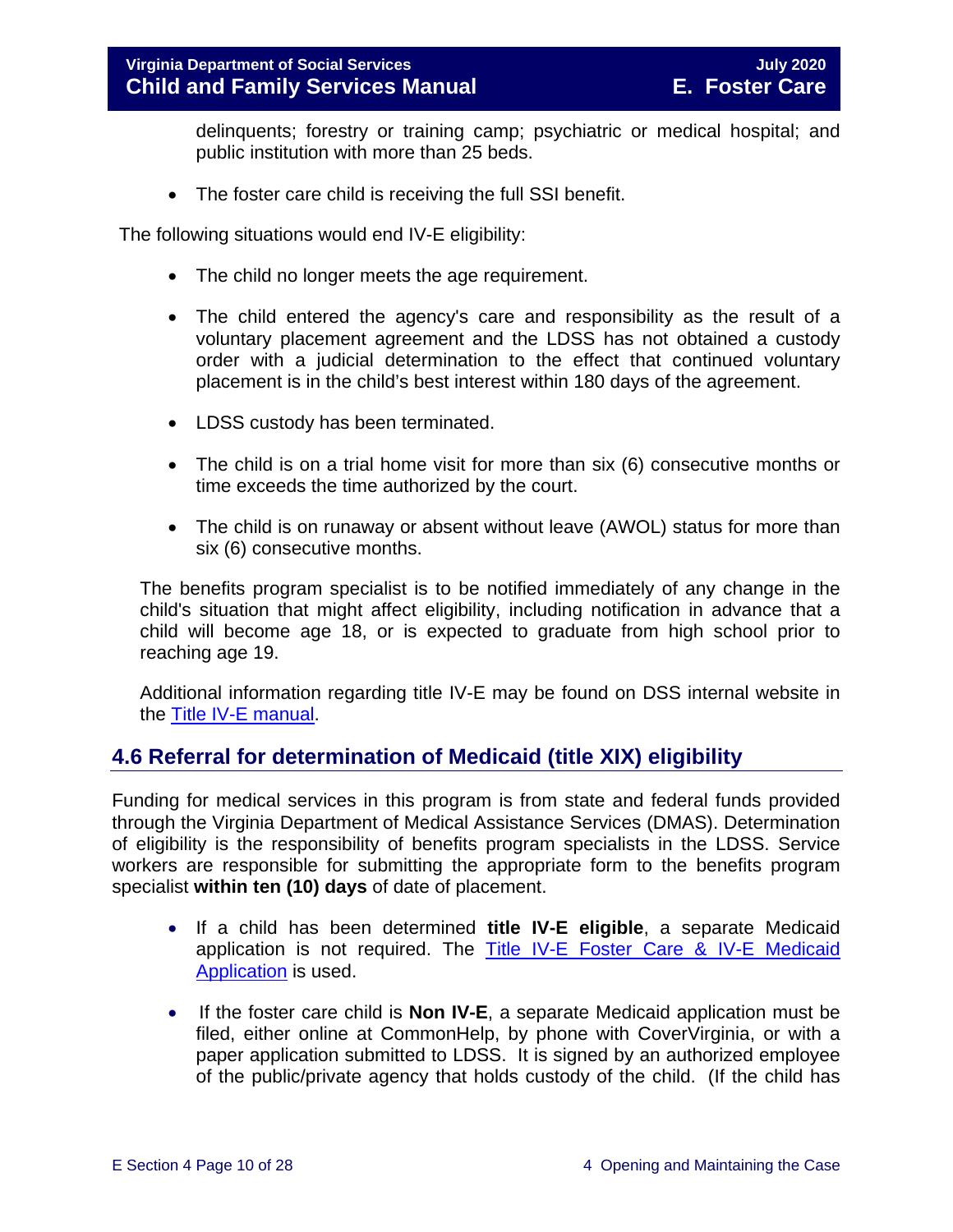delinquents; forestry or training camp; psychiatric or medical hospital; and public institution with more than 25 beds.

- The foster care child is receiving the full SSI benefit.

The following situations would end IV-E eligibility:

- The child no longer meets the age requirement.
- The child entered the agency's care and responsibility as the result of a voluntary placement agreement and the LDSS has not obtained a custody order with a judicial determination to the effect that continued voluntary placement is in the child's best interest within 180 days of the agreement.
- LDSS custody has been terminated.
- The child is on a trial home visit for more than six (6) consecutive months or time exceeds the time authorized by the court.
- The child is on runaway or absent without leave (AWOL) status for more than six (6) consecutive months.

The benefits program specialist is to be notified immediately of any change in the child's situation that might affect eligibility, including notification in advance that a child will become age 18, or is expected to graduate from high school prior to reaching age 19.

Additional information regarding title IV-E may be found on DSS internal website in the Title IV-E manual.

## 4.6 Referral for determination of Medicaid (title XIX) eligibility

Funding for medical services in this program is from state and federal funds provided through the Virginia Department of Medical Assistance Services (DMAS). Determination of eligibility is the responsibility of benefits program specialists in the LDSS. Service workers are responsible for submitting the appropriate form to the benefits program specialist **within ten (10) days** of date of placement.

- If a child has been determined **title IV-E eligible**, a separate Medicaid application is not required. The Title IV-E Foster Care & IV-E Medicaid Application is used.
- If the foster care child is **Non IV-E**, a separate Medicaid application must be filed, either online at CommonHelp, by phone with CoverVirginia, or with a paper application submitted to LDSS. It is signed by an authorized employee of the public/private agency that holds custody of the child. (If the child has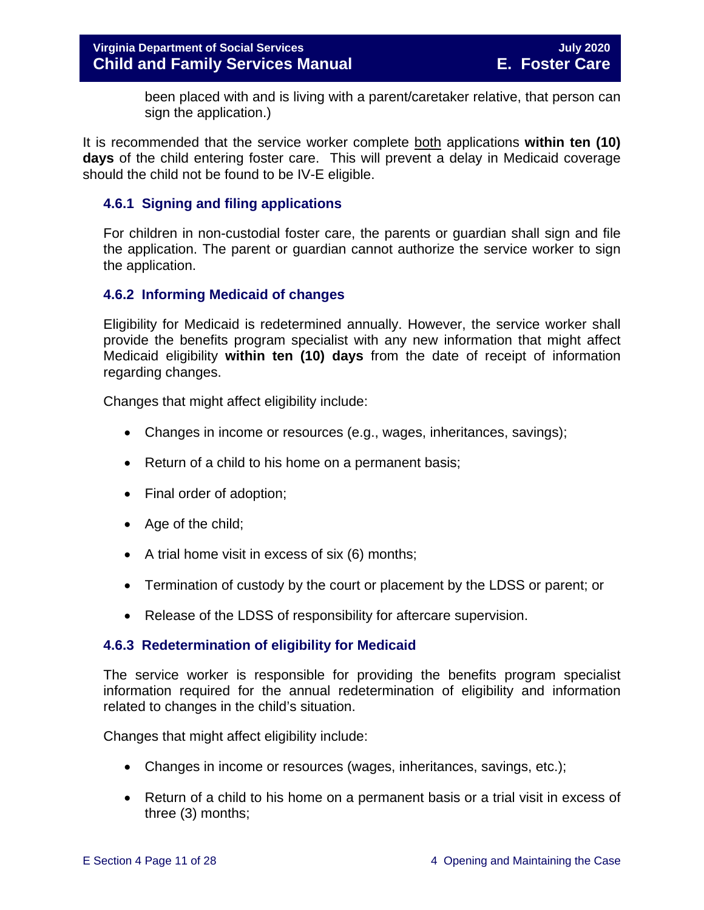been placed with and is living with a parent/caretaker relative, that person can sign the application.)

It is recommended that the service worker complete both applications **within ten (10) days** of the child entering foster care. This will prevent a delay in Medicaid coverage should the child not be found to be IV-E eligible.

### 4.6.1 Signing and filing applications

For children in non-custodial foster care, the parents or guardian shall sign and file the application. The parent or guardian cannot authorize the service worker to sign the application.

### 4.6.2 Informing Medicaid of changes

Eligibility for Medicaid is redetermined annually. However, the service worker shall provide the benefits program specialist with any new information that might affect Medicaid eligibility **within ten (10) days** from the date of receipt of information regarding changes.

Changes that might affect eligibility include:

- Changes in income or resources (e.g., wages, inheritances, savings);
- Return of a child to his home on a permanent basis;
- Final order of adoption;
- Age of the child;
- A trial home visit in excess of six (6) months;
- Termination of custody by the court or placement by the LDSS or parent; or
- Release of the LDSS of responsibility for aftercare supervision.

### 4.6.3 Redetermination of eligibility for Medicaid

The service worker is responsible for providing the benefits program specialist information required for the annual redetermination of eligibility and information related to changes in the child's situation.

Changes that might affect eligibility include:

- Changes in income or resources (wages, inheritances, savings, etc.);
- Return of a child to his home on a permanent basis or a trial visit in excess of three (3) months;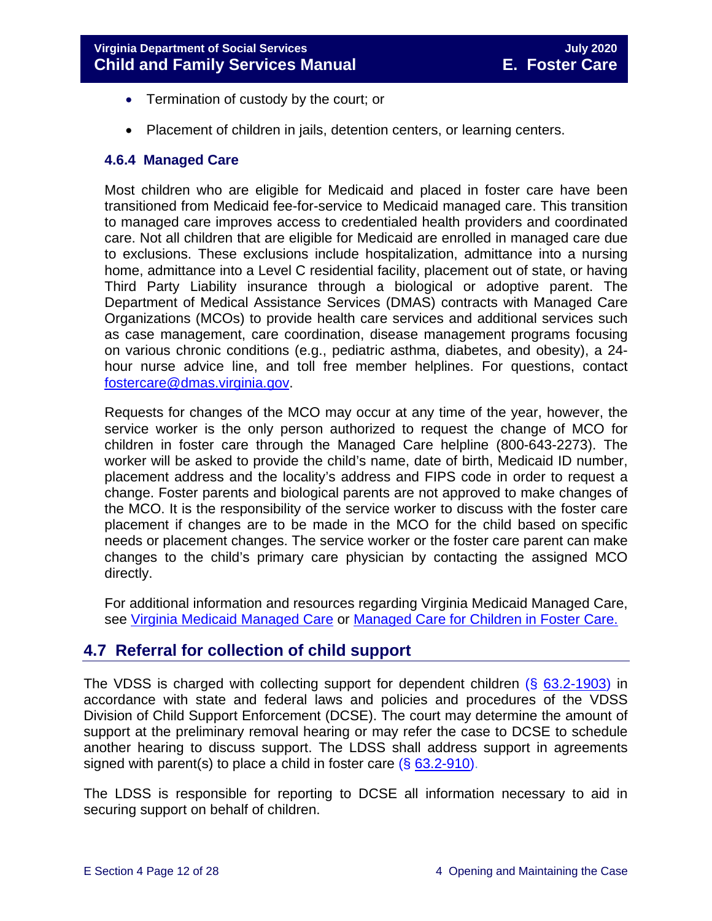- Termination of custody by the court; or
- Placement of children in jails, detention centers, or learning centers.

### 4.6.4 Managed Care

Most children who are eligible for Medicaid and placed in foster care have been transitioned from Medicaid fee-for-service to Medicaid managed care. This transition to managed care improves access to credentialed health providers and coordinated care. Not all children that are eligible for Medicaid are enrolled in managed care due to exclusions. These exclusions include hospitalization, admittance into a nursing home, admittance into a Level C residential facility, placement out of state, or having Third Party Liability insurance through a biological or adoptive parent. The Department of Medical Assistance Services (DMAS) contracts with Managed Care Organizations (MCOs) to provide health care services and additional services such as case management, care coordination, disease management programs focusing on various chronic conditions (e.g., pediatric asthma, diabetes, and obesity), a 24-hour nurse advice line, and toll free member helplines. For questions, contact fostercare@dmas.virginia.gov.

Requests for changes of the MCO may occur at any time of the year, however, the service worker is the only person authorized to request the change of MCO for children in foster care through the Managed Care helpline (800-643-2273). The worker will be asked to provide the child's name, date of birth, Medicaid ID number, placement address and the locality's address and FIPS code in order to request a change. Foster parents and biological parents are not approved to make changes of the MCO. It is the responsibility of the service worker to discuss with the foster care placement if changes are to be made in the MCO for the child based on specific needs or placement changes. The service worker or the foster care parent can make changes to the child's primary care physician by contacting the assigned MCO directly.

For additional information and resources regarding Virginia Medicaid Managed Care, see Virginia Medicaid Managed Care or Managed Care for Children in Foster Care.

## 4.7 Referral for collection of child support

The VDSS is charged with collecting support for dependent children (§ 63.2-1903) in accordance with state and federal laws and policies and procedures of the VDSS Division of Child Support Enforcement (DCSE). The court may determine the amount of support at the preliminary removal hearing or may refer the case to DCSE to schedule another hearing to discuss support. The LDSS shall address support in agreements signed with parent(s) to place a child in foster care (§ 63.2-910).

The LDSS is responsible for reporting to DCSE all information necessary to aid in securing support on behalf of children.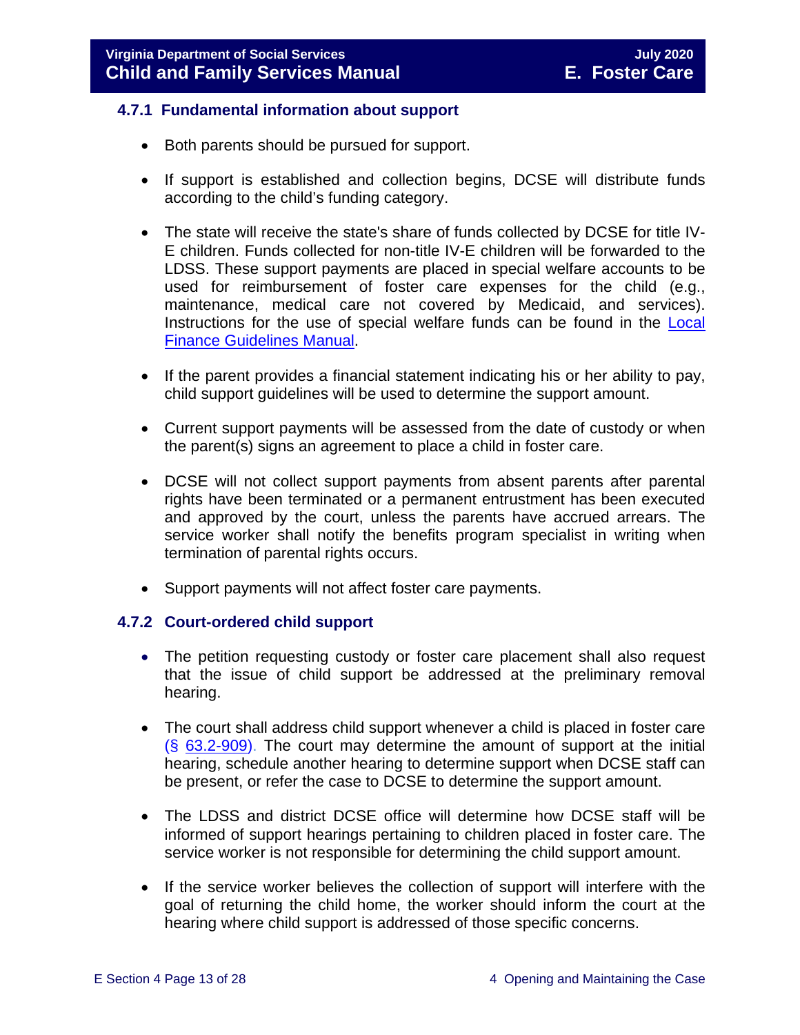### 4.7.1 Fundamental information about support

- Both parents should be pursued for support.
- If support is established and collection begins, DCSE will distribute funds according to the child's funding category.
- The state will receive the state's share of funds collected by DCSE for title IV-E children. Funds collected for non-title IV-E children will be forwarded to the LDSS. These support payments are placed in special welfare accounts to be used for reimbursement of foster care expenses for the child (e.g., maintenance, medical care not covered by Medicaid, and services). Instructions for the use of special welfare funds can be found in the Local Finance Guidelines Manual.
- If the parent provides a financial statement indicating his or her ability to pay, child support guidelines will be used to determine the support amount.
- Current support payments will be assessed from the date of custody or when the parent(s) signs an agreement to place a child in foster care.
- DCSE will not collect support payments from absent parents after parental rights have been terminated or a permanent entrustment has been executed and approved by the court, unless the parents have accrued arrears. The service worker shall notify the benefits program specialist in writing when termination of parental rights occurs.
- Support payments will not affect foster care payments.

### 4.7.2 Court-ordered child support

- The petition requesting custody or foster care placement shall also request that the issue of child support be addressed at the preliminary removal hearing.
- The court shall address child support whenever a child is placed in foster care (§ 63.2-909). The court may determine the amount of support at the initial hearing, schedule another hearing to determine support when DCSE staff can be present, or refer the case to DCSE to determine the support amount.
- The LDSS and district DCSE office will determine how DCSE staff will be informed of support hearings pertaining to children placed in foster care. The service worker is not responsible for determining the child support amount.
- If the service worker believes the collection of support will interfere with the goal of returning the child home, the worker should inform the court at the hearing where child support is addressed of those specific concerns.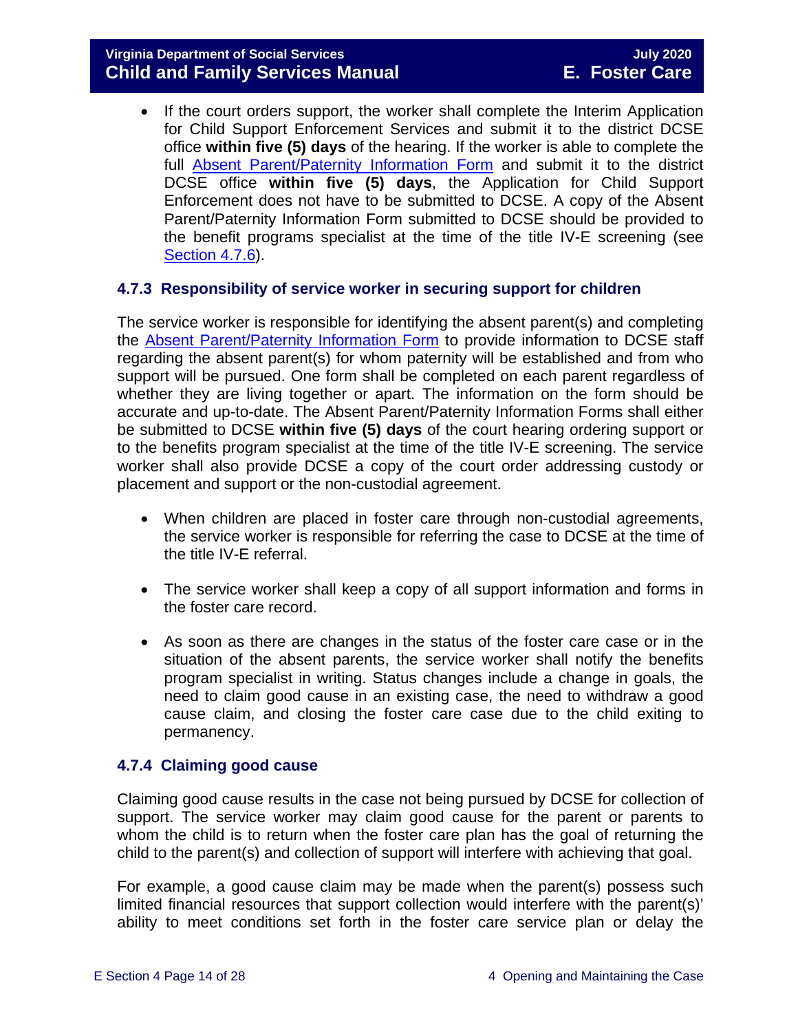- If the court orders support, the worker shall complete the Interim Application for Child Support Enforcement Services and submit it to the district DCSE office **within five (5) days** of the hearing. If the worker is able to complete the full [Absent Parent/Paternity Information Form]() and submit it to the district DCSE office **within five (5) days**, the Application for Child Support Enforcement does not have to be submitted to DCSE. A copy of the Absent Parent/Paternity Information Form submitted to DCSE should be provided to the benefit programs specialist at the time of the title IV-E screening (see [Section 4.7.6]()).

### 4.7.3 Responsibility of service worker in securing support for children

The service worker is responsible for identifying the absent parent(s) and completing the [Absent Parent/Paternity Information Form]() to provide information to DCSE staff regarding the absent parent(s) for whom paternity will be established and from who support will be pursued. One form shall be completed on each parent regardless of whether they are living together or apart. The information on the form should be accurate and up-to-date. The Absent Parent/Paternity Information Forms shall either be submitted to DCSE **within five (5) days** of the court hearing ordering support or to the benefits program specialist at the time of the title IV-E screening. The service worker shall also provide DCSE a copy of the court order addressing custody or placement and support or the non-custodial agreement.

- When children are placed in foster care through non-custodial agreements, the service worker is responsible for referring the case to DCSE at the time of the title IV-E referral.
- The service worker shall keep a copy of all support information and forms in the foster care record.
- As soon as there are changes in the status of the foster care case or in the situation of the absent parents, the service worker shall notify the benefits program specialist in writing. Status changes include a change in goals, the need to claim good cause in an existing case, the need to withdraw a good cause claim, and closing the foster care case due to the child exiting to permanency.

### 4.7.4 Claiming good cause

Claiming good cause results in the case not being pursued by DCSE for collection of support. The service worker may claim good cause for the parent or parents to whom the child is to return when the foster care plan has the goal of returning the child to the parent(s) and collection of support will interfere with achieving that goal.

For example, a good cause claim may be made when the parent(s) possess such limited financial resources that support collection would interfere with the parent(s)' ability to meet conditions set forth in the foster care service plan or delay the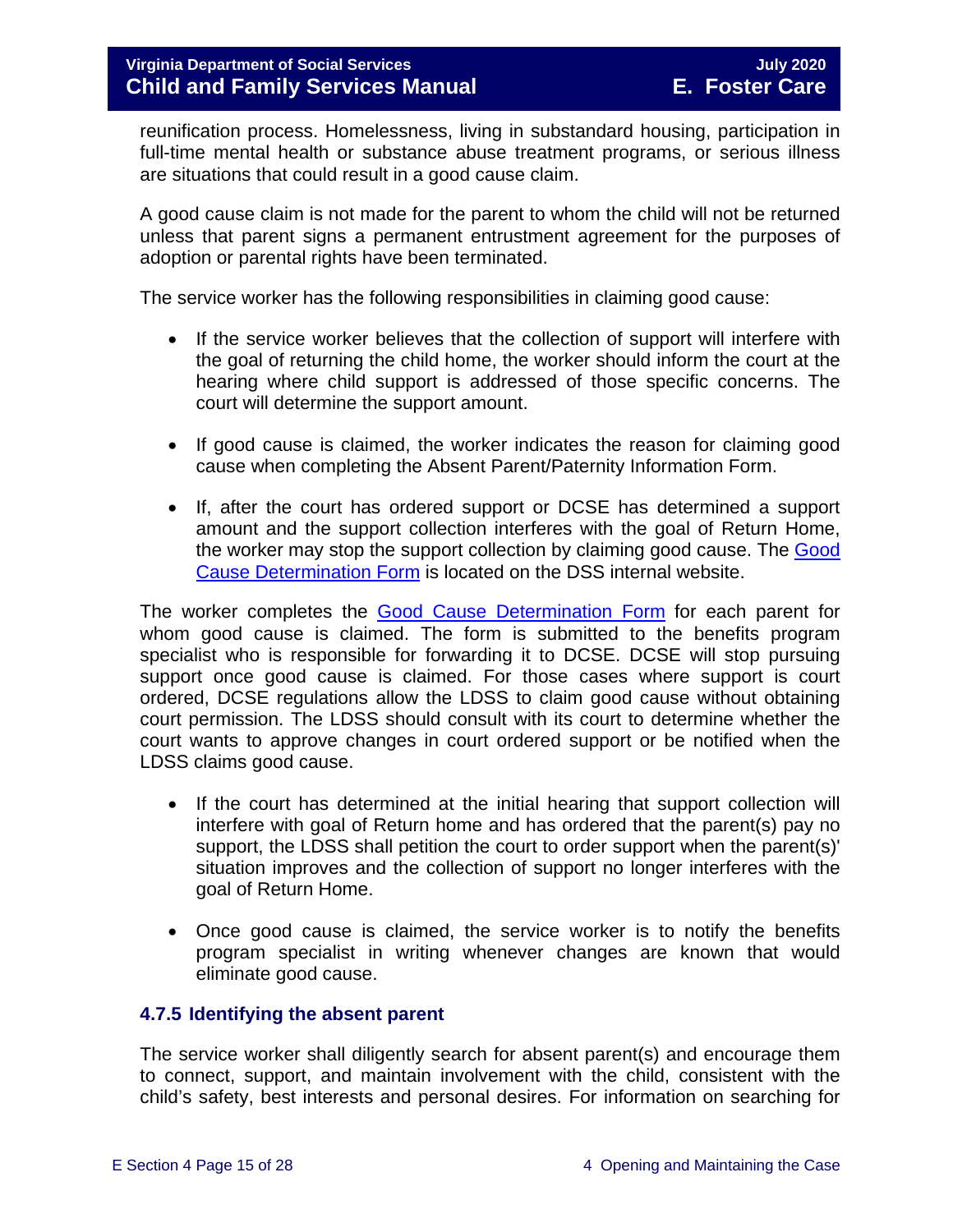reunification process. Homelessness, living in substandard housing, participation in full-time mental health or substance abuse treatment programs, or serious illness are situations that could result in a good cause claim.

A good cause claim is not made for the parent to whom the child will not be returned unless that parent signs a permanent entrustment agreement for the purposes of adoption or parental rights have been terminated.

The service worker has the following responsibilities in claiming good cause:

- If the service worker believes that the collection of support will interfere with the goal of returning the child home, the worker should inform the court at the hearing where child support is addressed of those specific concerns. The court will determine the support amount.
- If good cause is claimed, the worker indicates the reason for claiming good cause when completing the Absent Parent/Paternity Information Form.
- If, after the court has ordered support or DCSE has determined a support amount and the support collection interferes with the goal of Return Home, the worker may stop the support collection by claiming good cause. The Good Cause Determination Form is located on the DSS internal website.

The worker completes the Good Cause Determination Form for each parent for whom good cause is claimed. The form is submitted to the benefits program specialist who is responsible for forwarding it to DCSE. DCSE will stop pursuing support once good cause is claimed. For those cases where support is court ordered, DCSE regulations allow the LDSS to claim good cause without obtaining court permission. The LDSS should consult with its court to determine whether the court wants to approve changes in court ordered support or be notified when the LDSS claims good cause.

- If the court has determined at the initial hearing that support collection will interfere with goal of Return home and has ordered that the parent(s) pay no support, the LDSS shall petition the court to order support when the parent(s)' situation improves and the collection of support no longer interferes with the goal of Return Home.
- Once good cause is claimed, the service worker is to notify the benefits program specialist in writing whenever changes are known that would eliminate good cause.

### 4.7.5 Identifying the absent parent

The service worker shall diligently search for absent parent(s) and encourage them to connect, support, and maintain involvement with the child, consistent with the child's safety, best interests and personal desires. For information on searching for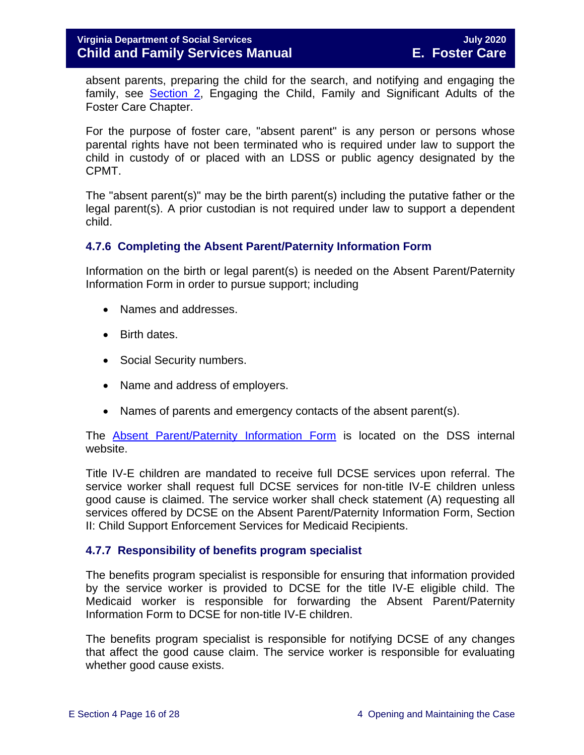absent parents, preparing the child for the search, and notifying and engaging the family, see Section 2, Engaging the Child, Family and Significant Adults of the Foster Care Chapter.

For the purpose of foster care, "absent parent" is any person or persons whose parental rights have not been terminated who is required under law to support the child in custody of or placed with an LDSS or public agency designated by the CPMT.

The "absent parent(s)" may be the birth parent(s) including the putative father or the legal parent(s). A prior custodian is not required under law to support a dependent child.

### 4.7.6 Completing the Absent Parent/Paternity Information Form

Information on the birth or legal parent(s) is needed on the Absent Parent/Paternity Information Form in order to pursue support; including

- Names and addresses.
- Birth dates.
- Social Security numbers.
- Name and address of employers.
- Names of parents and emergency contacts of the absent parent(s).

The Absent Parent/Paternity Information Form is located on the DSS internal website.

Title IV-E children are mandated to receive full DCSE services upon referral. The service worker shall request full DCSE services for non-title IV-E children unless good cause is claimed. The service worker shall check statement (A) requesting all services offered by DCSE on the Absent Parent/Paternity Information Form, Section II: Child Support Enforcement Services for Medicaid Recipients.

### 4.7.7 Responsibility of benefits program specialist

The benefits program specialist is responsible for ensuring that information provided by the service worker is provided to DCSE for the title IV-E eligible child. The Medicaid worker is responsible for forwarding the Absent Parent/Paternity Information Form to DCSE for non-title IV-E children.

The benefits program specialist is responsible for notifying DCSE of any changes that affect the good cause claim. The service worker is responsible for evaluating whether good cause exists.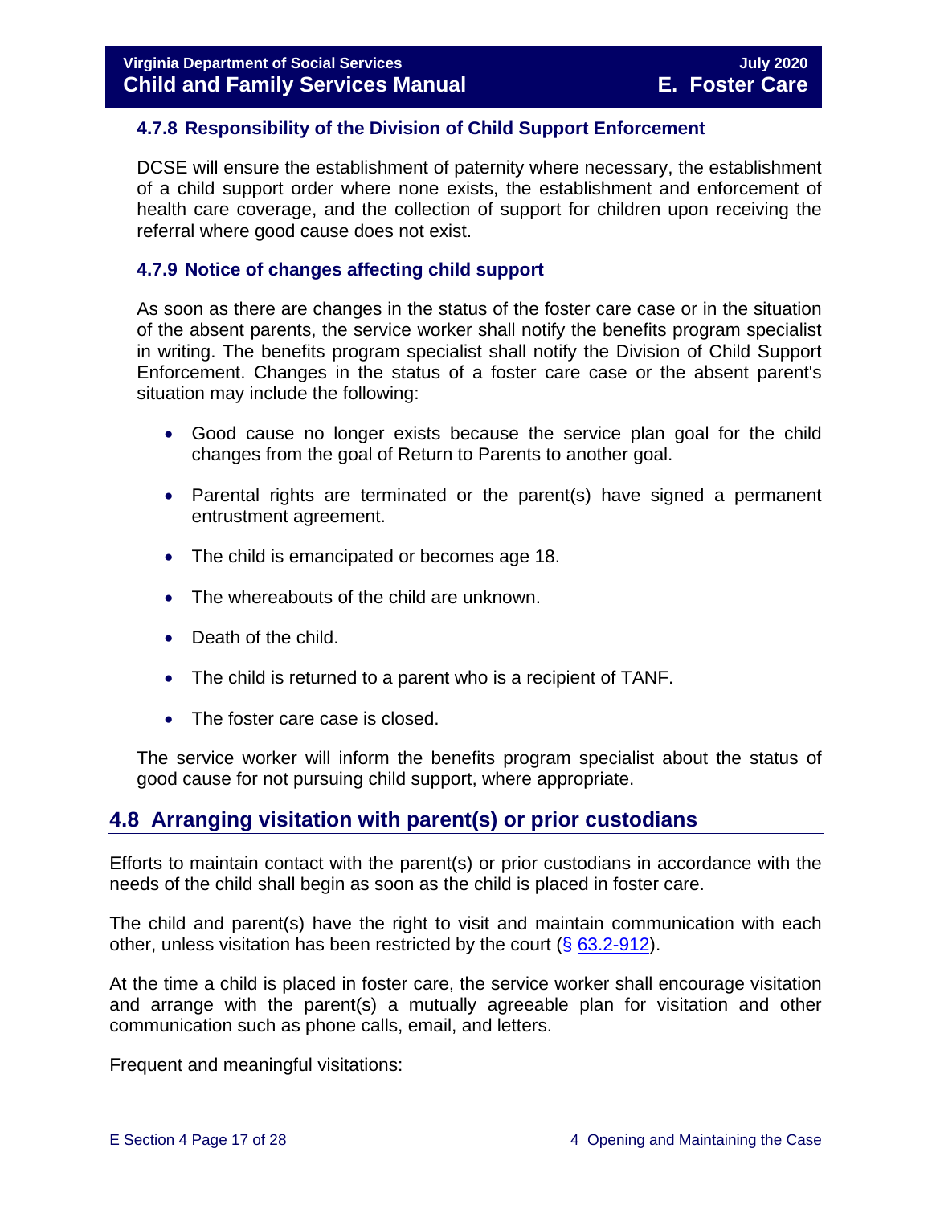### 4.7.8 Responsibility of the Division of Child Support Enforcement

DCSE will ensure the establishment of paternity where necessary, the establishment of a child support order where none exists, the establishment and enforcement of health care coverage, and the collection of support for children upon receiving the referral where good cause does not exist.

### 4.7.9 Notice of changes affecting child support

As soon as there are changes in the status of the foster care case or in the situation of the absent parents, the service worker shall notify the benefits program specialist in writing. The benefits program specialist shall notify the Division of Child Support Enforcement. Changes in the status of a foster care case or the absent parent's situation may include the following:

- Good cause no longer exists because the service plan goal for the child changes from the goal of Return to Parents to another goal.
- Parental rights are terminated or the parent(s) have signed a permanent entrustment agreement.
- The child is emancipated or becomes age 18.
- The whereabouts of the child are unknown.
- Death of the child.
- The child is returned to a parent who is a recipient of TANF.
- The foster care case is closed.

The service worker will inform the benefits program specialist about the status of good cause for not pursuing child support, where appropriate.

## 4.8 Arranging visitation with parent(s) or prior custodians

Efforts to maintain contact with the parent(s) or prior custodians in accordance with the needs of the child shall begin as soon as the child is placed in foster care.

The child and parent(s) have the right to visit and maintain communication with each other, unless visitation has been restricted by the court (§ 63.2-912).

At the time a child is placed in foster care, the service worker shall encourage visitation and arrange with the parent(s) a mutually agreeable plan for visitation and other communication such as phone calls, email, and letters.

Frequent and meaningful visitations: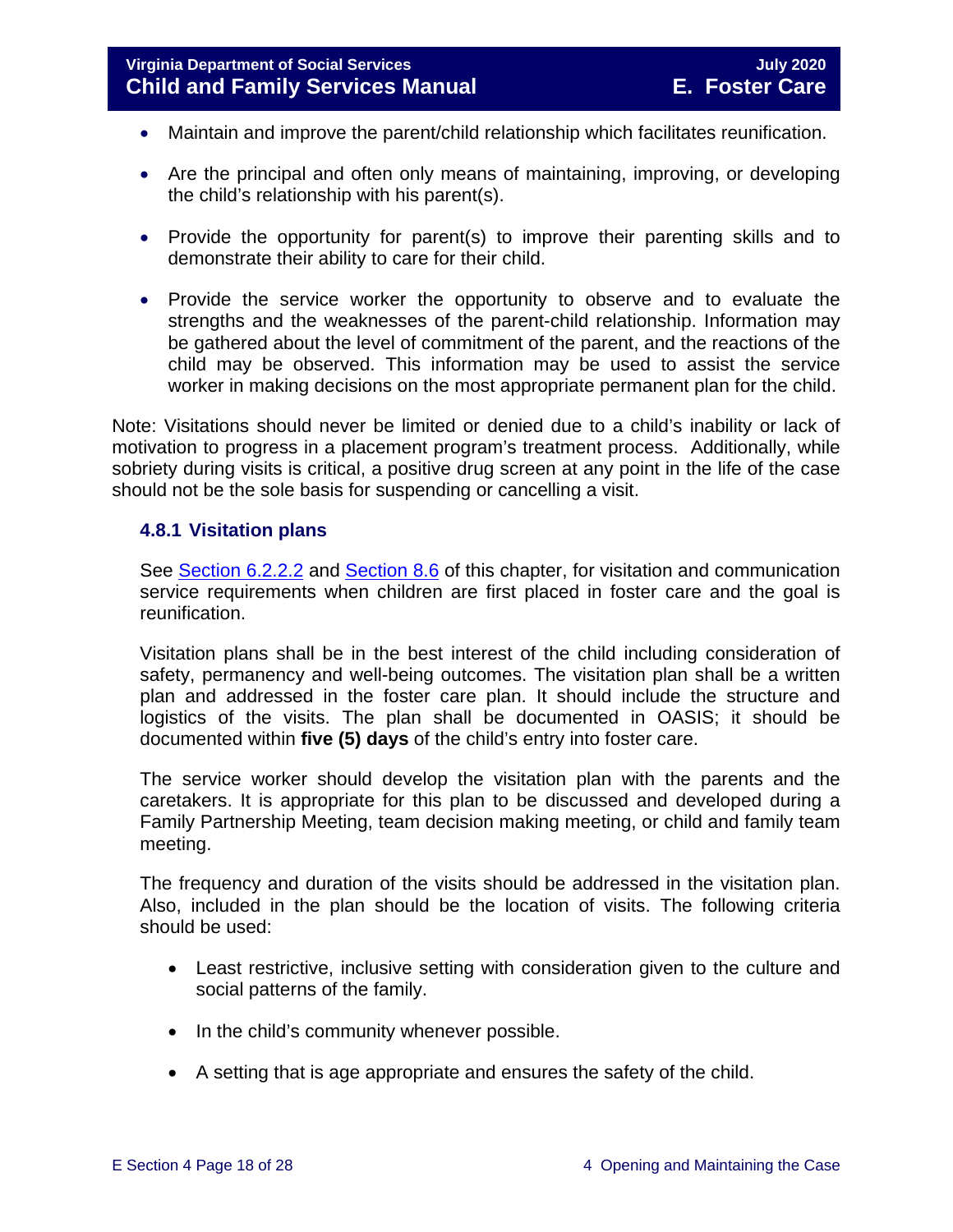- Maintain and improve the parent/child relationship which facilitates reunification.
- Are the principal and often only means of maintaining, improving, or developing the child's relationship with his parent(s).
- Provide the opportunity for parent(s) to improve their parenting skills and to demonstrate their ability to care for their child.
- Provide the service worker the opportunity to observe and to evaluate the strengths and the weaknesses of the parent-child relationship. Information may be gathered about the level of commitment of the parent, and the reactions of the child may be observed. This information may be used to assist the service worker in making decisions on the most appropriate permanent plan for the child.

Note: Visitations should never be limited or denied due to a child's inability or lack of motivation to progress in a placement program's treatment process. Additionally, while sobriety during visits is critical, a positive drug screen at any point in the life of the case should not be the sole basis for suspending or cancelling a visit.

### 4.8.1 Visitation plans

See Section 6.2.2.2 and Section 8.6 of this chapter, for visitation and communication service requirements when children are first placed in foster care and the goal is reunification.

Visitation plans shall be in the best interest of the child including consideration of safety, permanency and well-being outcomes. The visitation plan shall be a written plan and addressed in the foster care plan. It should include the structure and logistics of the visits. The plan shall be documented in OASIS; it should be documented within **five (5) days** of the child's entry into foster care.

The service worker should develop the visitation plan with the parents and the caretakers. It is appropriate for this plan to be discussed and developed during a Family Partnership Meeting, team decision making meeting, or child and family team meeting.

The frequency and duration of the visits should be addressed in the visitation plan. Also, included in the plan should be the location of visits. The following criteria should be used:

- Least restrictive, inclusive setting with consideration given to the culture and social patterns of the family.
- In the child's community whenever possible.
- A setting that is age appropriate and ensures the safety of the child.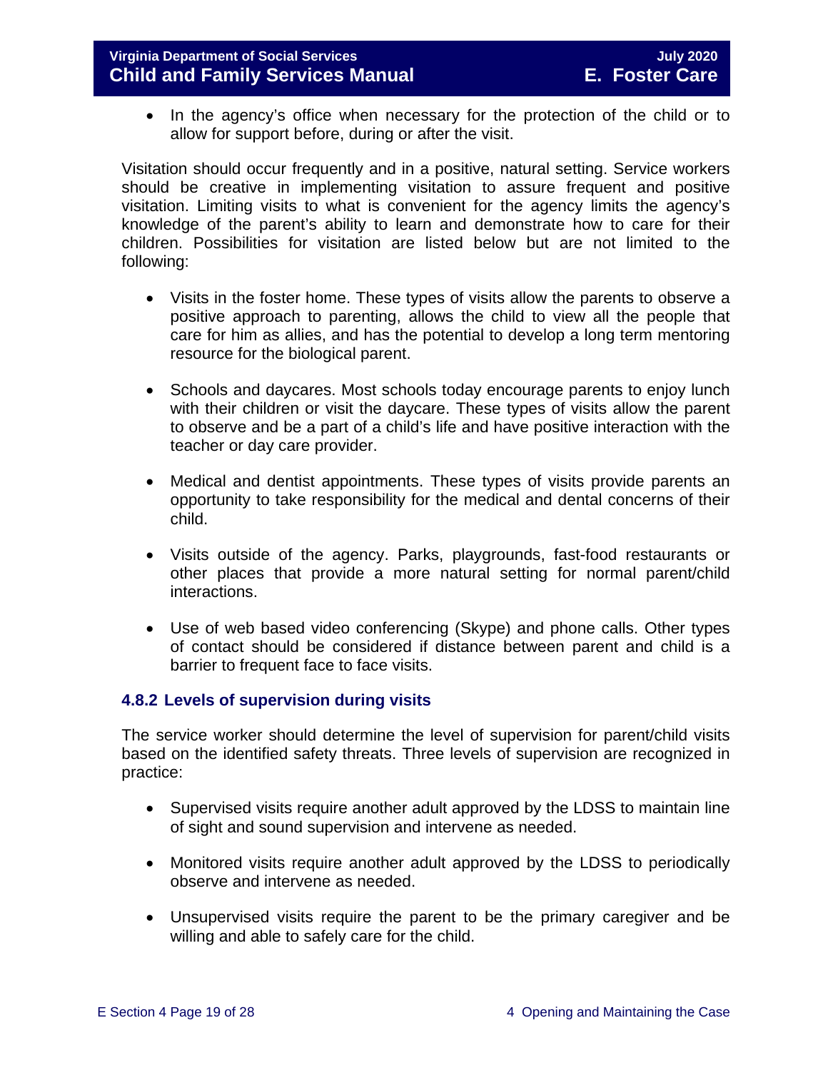- In the agency's office when necessary for the protection of the child or to allow for support before, during or after the visit.

Visitation should occur frequently and in a positive, natural setting. Service workers should be creative in implementing visitation to assure frequent and positive visitation. Limiting visits to what is convenient for the agency limits the agency's knowledge of the parent's ability to learn and demonstrate how to care for their children. Possibilities for visitation are listed below but are not limited to the following:

- Visits in the foster home. These types of visits allow the parents to observe a positive approach to parenting, allows the child to view all the people that care for him as allies, and has the potential to develop a long term mentoring resource for the biological parent.

- Schools and daycares. Most schools today encourage parents to enjoy lunch with their children or visit the daycare. These types of visits allow the parent to observe and be a part of a child's life and have positive interaction with the teacher or day care provider.

- Medical and dentist appointments. These types of visits provide parents an opportunity to take responsibility for the medical and dental concerns of their child.

- Visits outside of the agency. Parks, playgrounds, fast-food restaurants or other places that provide a more natural setting for normal parent/child interactions.

- Use of web based video conferencing (Skype) and phone calls. Other types of contact should be considered if distance between parent and child is a barrier to frequent face to face visits.

### 4.8.2 Levels of supervision during visits

The service worker should determine the level of supervision for parent/child visits based on the identified safety threats. Three levels of supervision are recognized in practice:

- Supervised visits require another adult approved by the LDSS to maintain line of sight and sound supervision and intervene as needed.

- Monitored visits require another adult approved by the LDSS to periodically observe and intervene as needed.

- Unsupervised visits require the parent to be the primary caregiver and be willing and able to safely care for the child.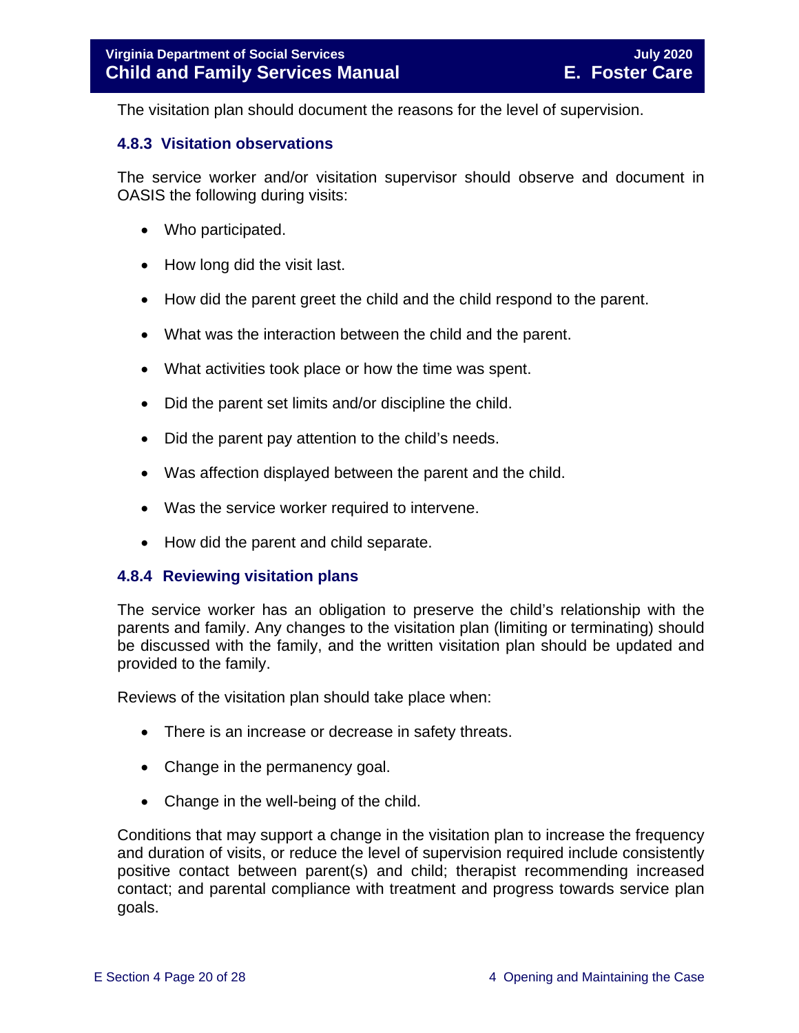The visitation plan should document the reasons for the level of supervision.

### 4.8.3 Visitation observations

The service worker and/or visitation supervisor should observe and document in OASIS the following during visits:

- Who participated.
- How long did the visit last.
- How did the parent greet the child and the child respond to the parent.
- What was the interaction between the child and the parent.
- What activities took place or how the time was spent.
- Did the parent set limits and/or discipline the child.
- Did the parent pay attention to the child's needs.
- Was affection displayed between the parent and the child.
- Was the service worker required to intervene.
- How did the parent and child separate.

### 4.8.4 Reviewing visitation plans

The service worker has an obligation to preserve the child's relationship with the parents and family. Any changes to the visitation plan (limiting or terminating) should be discussed with the family, and the written visitation plan should be updated and provided to the family.

Reviews of the visitation plan should take place when:

- There is an increase or decrease in safety threats.
- Change in the permanency goal.
- Change in the well-being of the child.

Conditions that may support a change in the visitation plan to increase the frequency and duration of visits, or reduce the level of supervision required include consistently positive contact between parent(s) and child; therapist recommending increased contact; and parental compliance with treatment and progress towards service plan goals.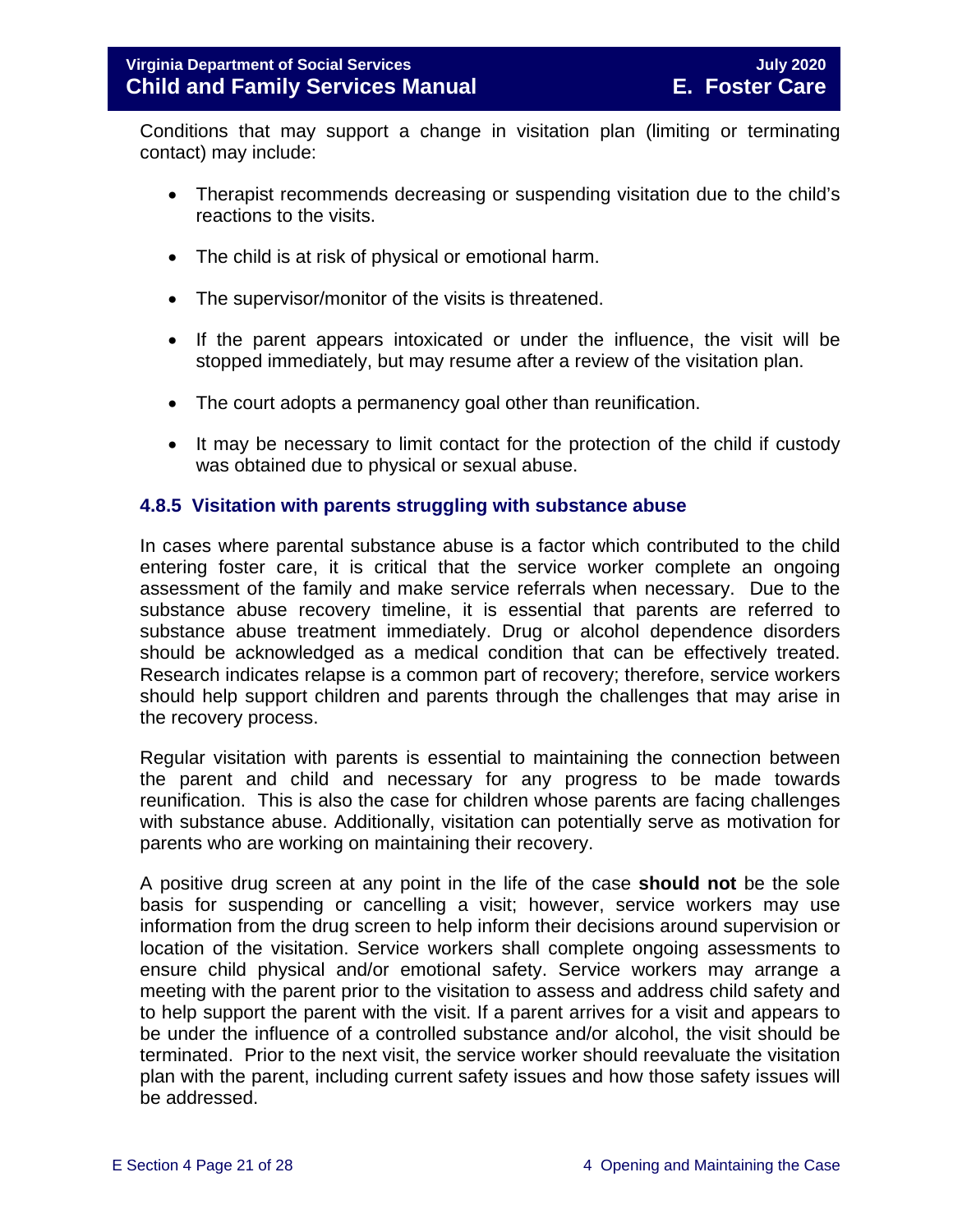Conditions that may support a change in visitation plan (limiting or terminating contact) may include:

- Therapist recommends decreasing or suspending visitation due to the child's reactions to the visits.
- The child is at risk of physical or emotional harm.
- The supervisor/monitor of the visits is threatened.
- If the parent appears intoxicated or under the influence, the visit will be stopped immediately, but may resume after a review of the visitation plan.
- The court adopts a permanency goal other than reunification.
- It may be necessary to limit contact for the protection of the child if custody was obtained due to physical or sexual abuse.

### 4.8.5 Visitation with parents struggling with substance abuse

In cases where parental substance abuse is a factor which contributed to the child entering foster care, it is critical that the service worker complete an ongoing assessment of the family and make service referrals when necessary. Due to the substance abuse recovery timeline, it is essential that parents are referred to substance abuse treatment immediately. Drug or alcohol dependence disorders should be acknowledged as a medical condition that can be effectively treated. Research indicates relapse is a common part of recovery; therefore, service workers should help support children and parents through the challenges that may arise in the recovery process.

Regular visitation with parents is essential to maintaining the connection between the parent and child and necessary for any progress to be made towards reunification. This is also the case for children whose parents are facing challenges with substance abuse. Additionally, visitation can potentially serve as motivation for parents who are working on maintaining their recovery.

A positive drug screen at any point in the life of the case **should not** be the sole basis for suspending or cancelling a visit; however, service workers may use information from the drug screen to help inform their decisions around supervision or location of the visitation. Service workers shall complete ongoing assessments to ensure child physical and/or emotional safety. Service workers may arrange a meeting with the parent prior to the visitation to assess and address child safety and to help support the parent with the visit. If a parent arrives for a visit and appears to be under the influence of a controlled substance and/or alcohol, the visit should be terminated. Prior to the next visit, the service worker should reevaluate the visitation plan with the parent, including current safety issues and how those safety issues will be addressed.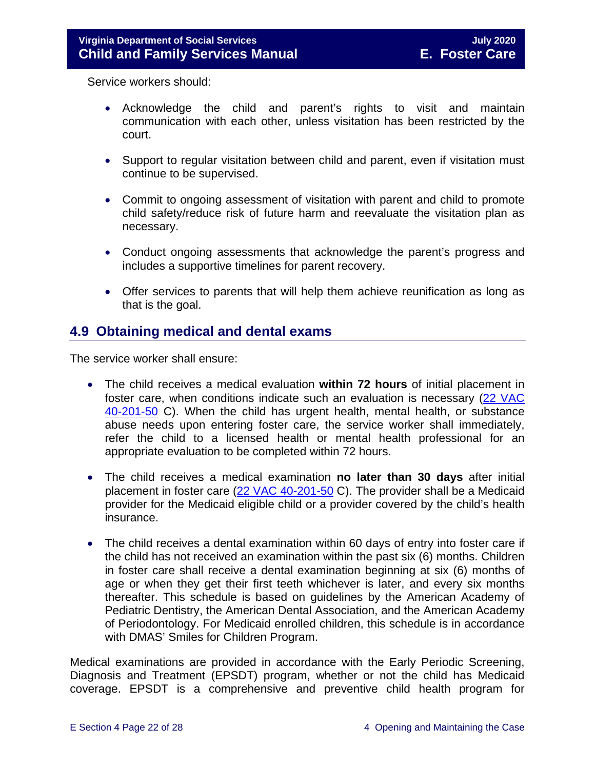Service workers should:

- Acknowledge the child and parent's rights to visit and maintain communication with each other, unless visitation has been restricted by the court.
- Support to regular visitation between child and parent, even if visitation must continue to be supervised.
- Commit to ongoing assessment of visitation with parent and child to promote child safety/reduce risk of future harm and reevaluate the visitation plan as necessary.
- Conduct ongoing assessments that acknowledge the parent's progress and includes a supportive timelines for parent recovery.
- Offer services to parents that will help them achieve reunification as long as that is the goal.

## 4.9 Obtaining medical and dental exams

The service worker shall ensure:

- The child receives a medical evaluation **within 72 hours** of initial placement in foster care, when conditions indicate such an evaluation is necessary ([22 VAC 40-201-50](https://law.lis.virginia.gov/admincode/title22/agency40/chapter201/section50/) C). When the child has urgent health, mental health, or substance abuse needs upon entering foster care, the service worker shall immediately, refer the child to a licensed health or mental health professional for an appropriate evaluation to be completed within 72 hours.
- The child receives a medical examination **no later than 30 days** after initial placement in foster care ([22 VAC 40-201-50](https://law.lis.virginia.gov/admincode/title22/agency40/chapter201/section50/) C). The provider shall be a Medicaid provider for the Medicaid eligible child or a provider covered by the child's health insurance.
- The child receives a dental examination within 60 days of entry into foster care if the child has not received an examination within the past six (6) months. Children in foster care shall receive a dental examination beginning at six (6) months of age or when they get their first teeth whichever is later, and every six months thereafter. This schedule is based on guidelines by the American Academy of Pediatric Dentistry, the American Dental Association, and the American Academy of Periodontology. For Medicaid enrolled children, this schedule is in accordance with DMAS' Smiles for Children Program.

Medical examinations are provided in accordance with the Early Periodic Screening, Diagnosis and Treatment (EPSDT) program, whether or not the child has Medicaid coverage. EPSDT is a comprehensive and preventive child health program for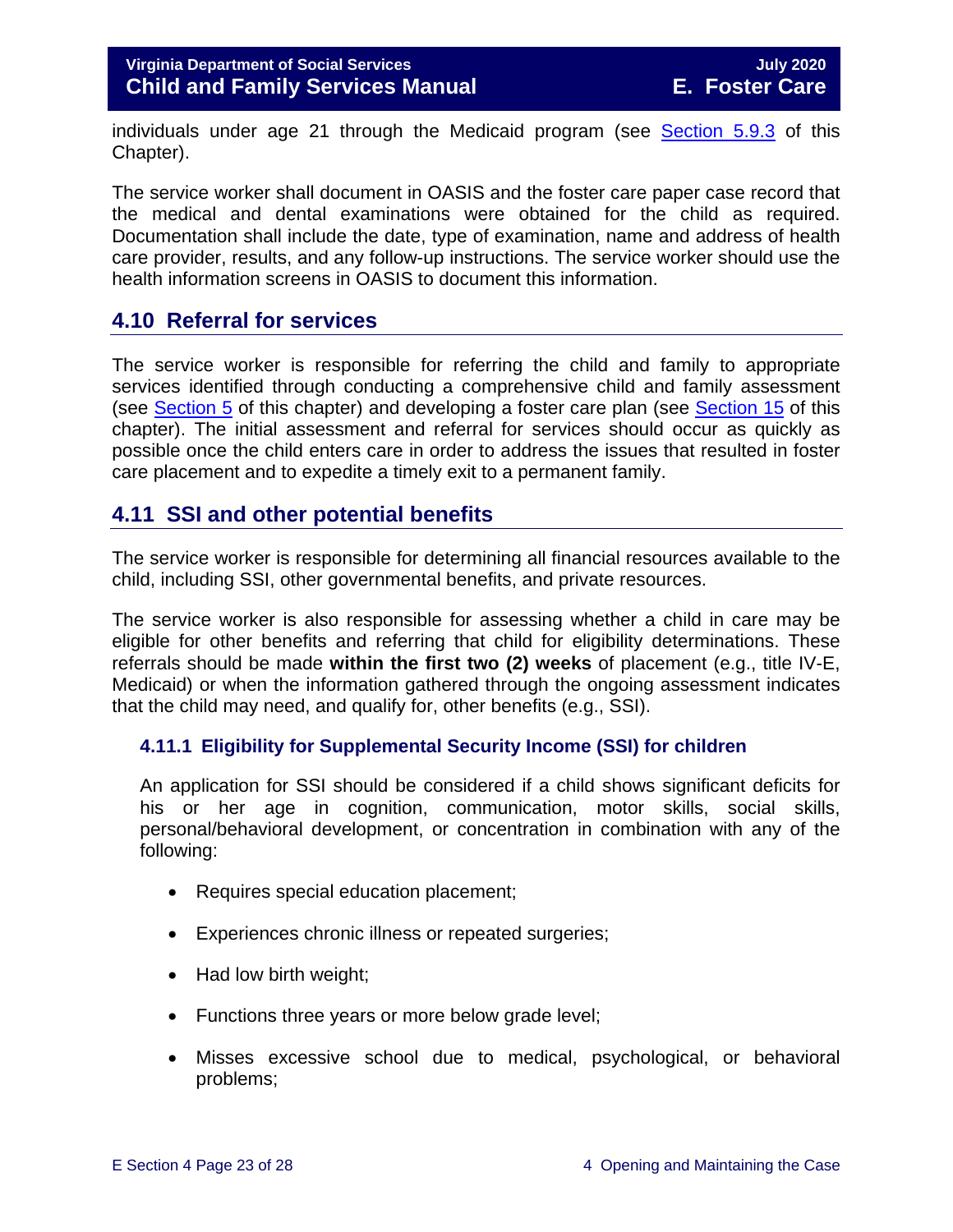individuals under age 21 through the Medicaid program (see Section 5.9.3 of this Chapter).

The service worker shall document in OASIS and the foster care paper case record that the medical and dental examinations were obtained for the child as required. Documentation shall include the date, type of examination, name and address of health care provider, results, and any follow-up instructions. The service worker should use the health information screens in OASIS to document this information.

## 4.10 Referral for services

The service worker is responsible for referring the child and family to appropriate services identified through conducting a comprehensive child and family assessment (see Section 5 of this chapter) and developing a foster care plan (see Section 15 of this chapter). The initial assessment and referral for services should occur as quickly as possible once the child enters care in order to address the issues that resulted in foster care placement and to expedite a timely exit to a permanent family.

## 4.11 SSI and other potential benefits

The service worker is responsible for determining all financial resources available to the child, including SSI, other governmental benefits, and private resources.

The service worker is also responsible for assessing whether a child in care may be eligible for other benefits and referring that child for eligibility determinations. These referrals should be made **within the first two (2) weeks** of placement (e.g., title IV-E, Medicaid) or when the information gathered through the ongoing assessment indicates that the child may need, and qualify for, other benefits (e.g., SSI).

### 4.11.1 Eligibility for Supplemental Security Income (SSI) for children

An application for SSI should be considered if a child shows significant deficits for his or her age in cognition, communication, motor skills, social skills, personal/behavioral development, or concentration in combination with any of the following:

- Requires special education placement;
- Experiences chronic illness or repeated surgeries;
- Had low birth weight;
- Functions three years or more below grade level;
- Misses excessive school due to medical, psychological, or behavioral problems;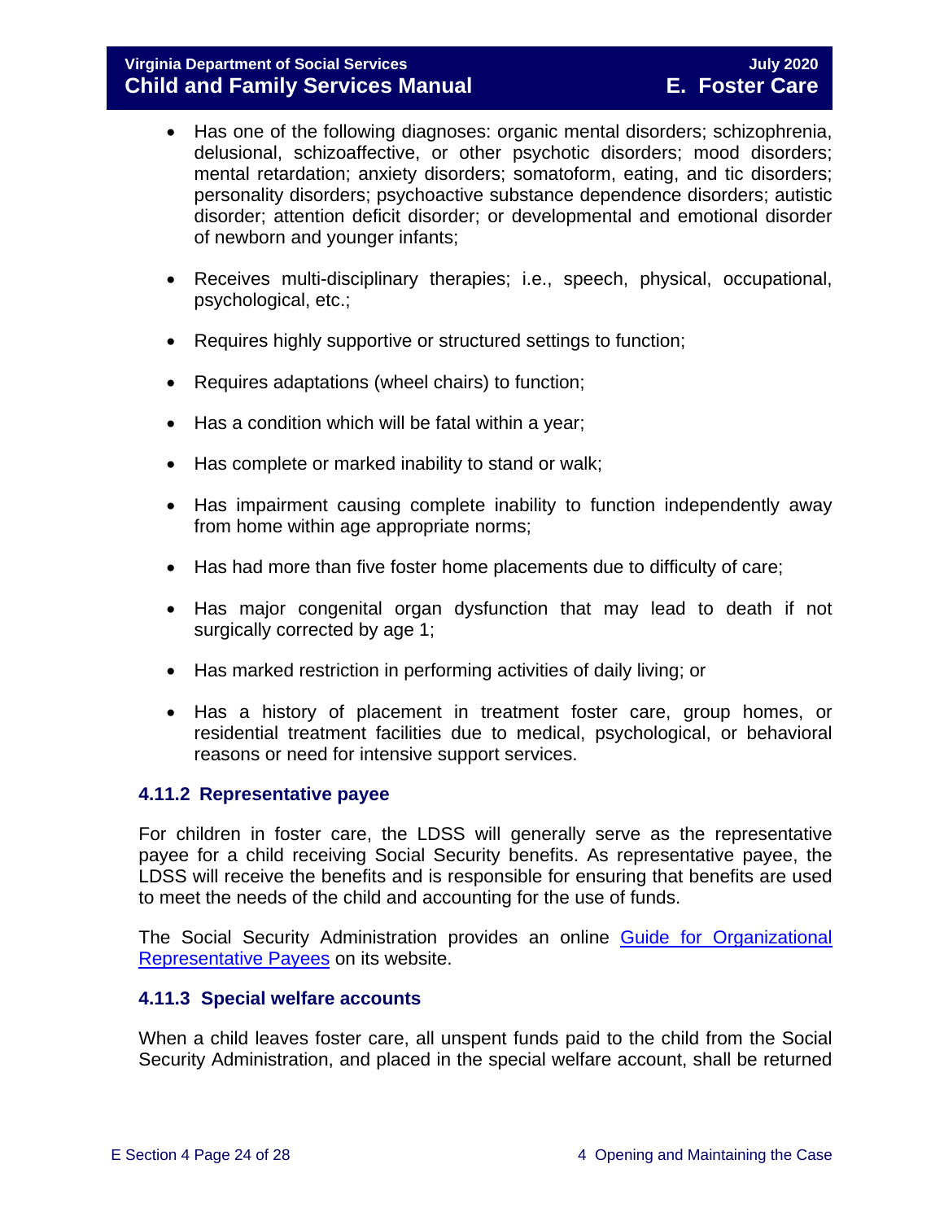- Has one of the following diagnoses: organic mental disorders; schizophrenia, delusional, schizoaffective, or other psychotic disorders; mood disorders; mental retardation; anxiety disorders; somatoform, eating, and tic disorders; personality disorders; psychoactive substance dependence disorders; autistic disorder; attention deficit disorder; or developmental and emotional disorder of newborn and younger infants;

- Receives multi-disciplinary therapies; i.e., speech, physical, occupational, psychological, etc.;

- Requires highly supportive or structured settings to function;

- Requires adaptations (wheel chairs) to function;

- Has a condition which will be fatal within a year;

- Has complete or marked inability to stand or walk;

- Has impairment causing complete inability to function independently away from home within age appropriate norms;

- Has had more than five foster home placements due to difficulty of care;

- Has major congenital organ dysfunction that may lead to death if not surgically corrected by age 1;

- Has marked restriction in performing activities of daily living; or

- Has a history of placement in treatment foster care, group homes, or residential treatment facilities due to medical, psychological, or behavioral reasons or need for intensive support services.

### 4.11.2 Representative payee

For children in foster care, the LDSS will generally serve as the representative payee for a child receiving Social Security benefits. As representative payee, the LDSS will receive the benefits and is responsible for ensuring that benefits are used to meet the needs of the child and accounting for the use of funds.

The Social Security Administration provides an online Guide for Organizational Representative Payees on its website.

### 4.11.3 Special welfare accounts

When a child leaves foster care, all unspent funds paid to the child from the Social Security Administration, and placed in the special welfare account, shall be returned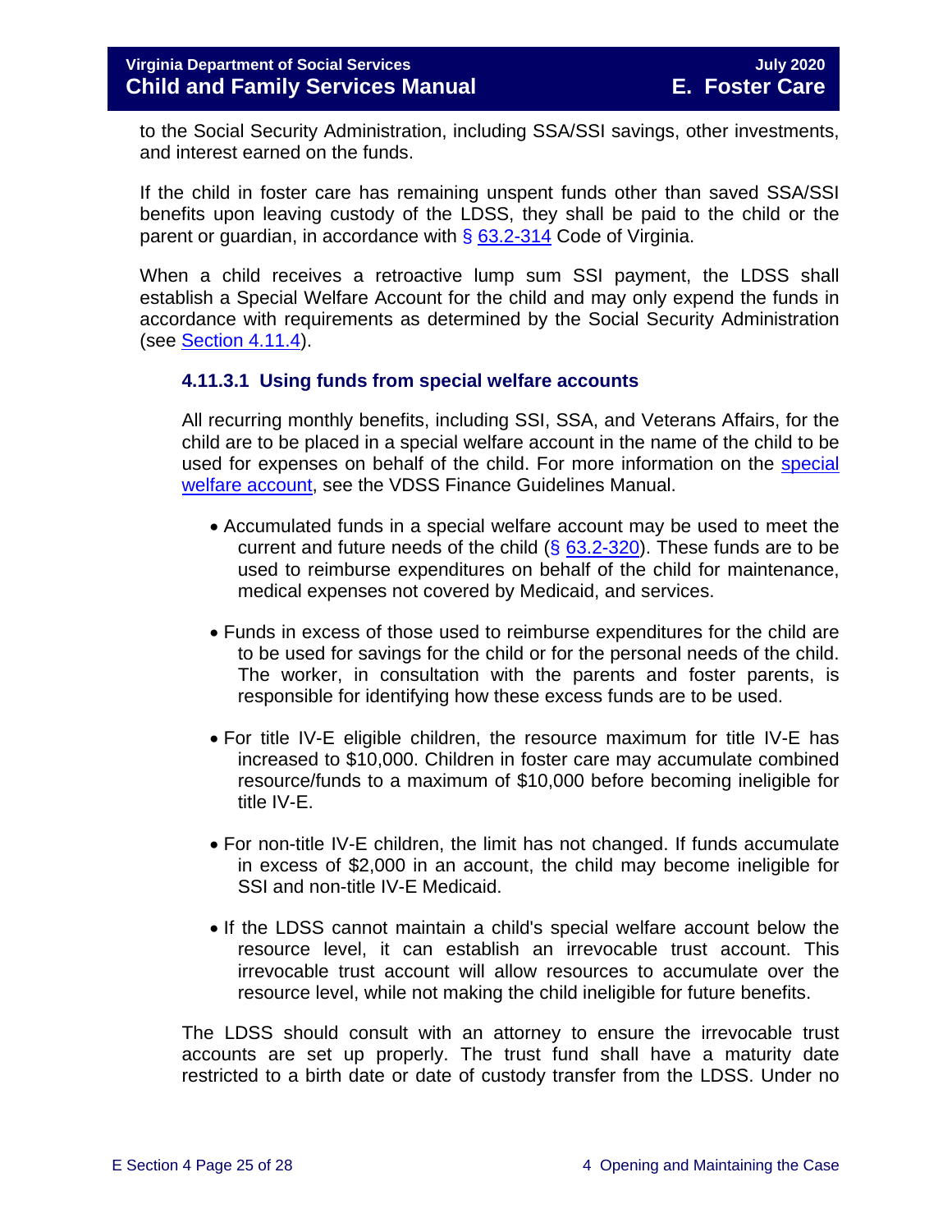to the Social Security Administration, including SSA/SSI savings, other investments, and interest earned on the funds.

If the child in foster care has remaining unspent funds other than saved SSA/SSI benefits upon leaving custody of the LDSS, they shall be paid to the child or the parent or guardian, in accordance with § 63.2-314 Code of Virginia.

When a child receives a retroactive lump sum SSI payment, the LDSS shall establish a Special Welfare Account for the child and may only expend the funds in accordance with requirements as determined by the Social Security Administration (see Section 4.11.4).

#### 4.11.3.1 Using funds from special welfare accounts

All recurring monthly benefits, including SSI, SSA, and Veterans Affairs, for the child are to be placed in a special welfare account in the name of the child to be used for expenses on behalf of the child. For more information on the special welfare account, see the VDSS Finance Guidelines Manual.

- Accumulated funds in a special welfare account may be used to meet the current and future needs of the child (§ 63.2-320). These funds are to be used to reimburse expenditures on behalf of the child for maintenance, medical expenses not covered by Medicaid, and services.
- Funds in excess of those used to reimburse expenditures for the child are to be used for savings for the child or for the personal needs of the child. The worker, in consultation with the parents and foster parents, is responsible for identifying how these excess funds are to be used.
- For title IV-E eligible children, the resource maximum for title IV-E has increased to $10,000. Children in foster care may accumulate combined resource/funds to a maximum of $10,000 before becoming ineligible for title IV-E.
- For non-title IV-E children, the limit has not changed. If funds accumulate in excess of $2,000 in an account, the child may become ineligible for SSI and non-title IV-E Medicaid.
- If the LDSS cannot maintain a child's special welfare account below the resource level, it can establish an irrevocable trust account. This irrevocable trust account will allow resources to accumulate over the resource level, while not making the child ineligible for future benefits.

The LDSS should consult with an attorney to ensure the irrevocable trust accounts are set up properly. The trust fund shall have a maturity date restricted to a birth date or date of custody transfer from the LDSS. Under no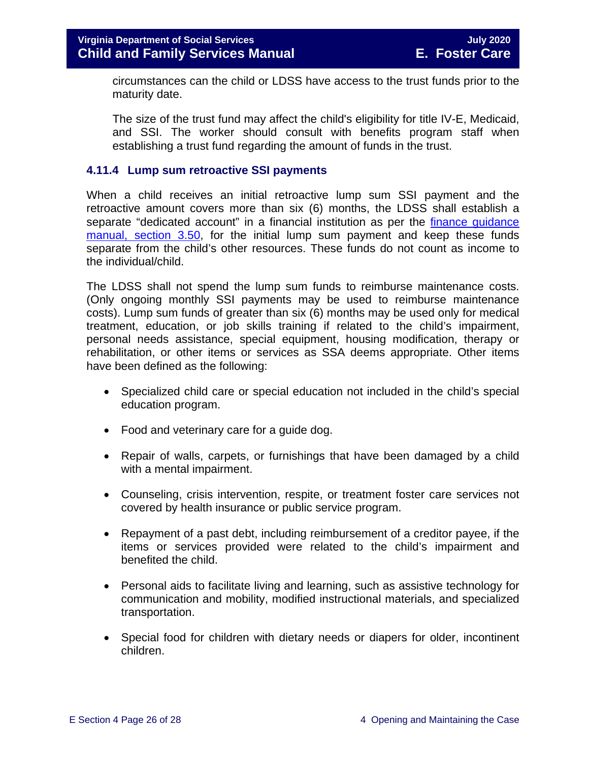circumstances can the child or LDSS have access to the trust funds prior to the maturity date.

The size of the trust fund may affect the child's eligibility for title IV-E, Medicaid, and SSI. The worker should consult with benefits program staff when establishing a trust fund regarding the amount of funds in the trust.

### 4.11.4 Lump sum retroactive SSI payments

When a child receives an initial retroactive lump sum SSI payment and the retroactive amount covers more than six (6) months, the LDSS shall establish a separate "dedicated account" in a financial institution as per the finance guidance manual, section 3.50, for the initial lump sum payment and keep these funds separate from the child's other resources. These funds do not count as income to the individual/child.

The LDSS shall not spend the lump sum funds to reimburse maintenance costs. (Only ongoing monthly SSI payments may be used to reimburse maintenance costs). Lump sum funds of greater than six (6) months may be used only for medical treatment, education, or job skills training if related to the child's impairment, personal needs assistance, special equipment, housing modification, therapy or rehabilitation, or other items or services as SSA deems appropriate. Other items have been defined as the following:

- Specialized child care or special education not included in the child's special education program.
- Food and veterinary care for a guide dog.
- Repair of walls, carpets, or furnishings that have been damaged by a child with a mental impairment.
- Counseling, crisis intervention, respite, or treatment foster care services not covered by health insurance or public service program.
- Repayment of a past debt, including reimbursement of a creditor payee, if the items or services provided were related to the child's impairment and benefited the child.
- Personal aids to facilitate living and learning, such as assistive technology for communication and mobility, modified instructional materials, and specialized transportation.
- Special food for children with dietary needs or diapers for older, incontinent children.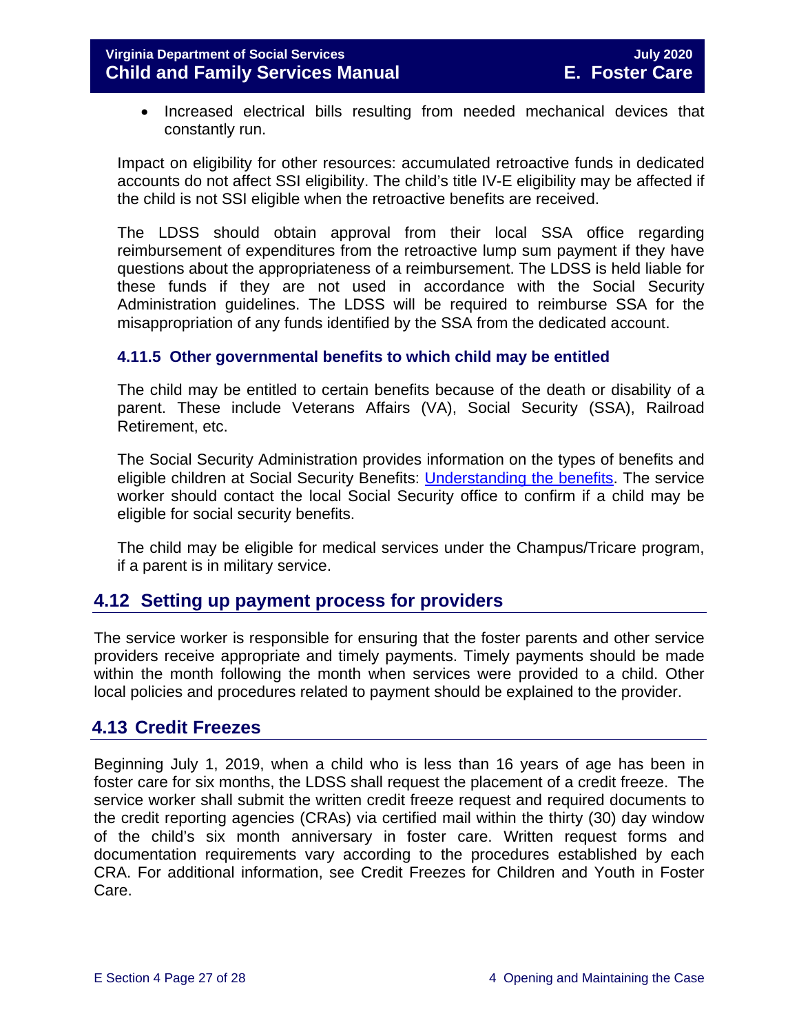- Increased electrical bills resulting from needed mechanical devices that constantly run.

Impact on eligibility for other resources: accumulated retroactive funds in dedicated accounts do not affect SSI eligibility. The child's title IV-E eligibility may be affected if the child is not SSI eligible when the retroactive benefits are received.

The LDSS should obtain approval from their local SSA office regarding reimbursement of expenditures from the retroactive lump sum payment if they have questions about the appropriateness of a reimbursement. The LDSS is held liable for these funds if they are not used in accordance with the Social Security Administration guidelines. The LDSS will be required to reimburse SSA for the misappropriation of any funds identified by the SSA from the dedicated account.

### 4.11.5 Other governmental benefits to which child may be entitled

The child may be entitled to certain benefits because of the death or disability of a parent. These include Veterans Affairs (VA), Social Security (SSA), Railroad Retirement, etc.

The Social Security Administration provides information on the types of benefits and eligible children at Social Security Benefits: Understanding the benefits. The service worker should contact the local Social Security office to confirm if a child may be eligible for social security benefits.

The child may be eligible for medical services under the Champus/Tricare program, if a parent is in military service.

## 4.12 Setting up payment process for providers

The service worker is responsible for ensuring that the foster parents and other service providers receive appropriate and timely payments. Timely payments should be made within the month following the month when services were provided to a child. Other local policies and procedures related to payment should be explained to the provider.

## 4.13 Credit Freezes

Beginning July 1, 2019, when a child who is less than 16 years of age has been in foster care for six months, the LDSS shall request the placement of a credit freeze. The service worker shall submit the written credit freeze request and required documents to the credit reporting agencies (CRAs) via certified mail within the thirty (30) day window of the child's six month anniversary in foster care. Written request forms and documentation requirements vary according to the procedures established by each CRA. For additional information, see Credit Freezes for Children and Youth in Foster Care.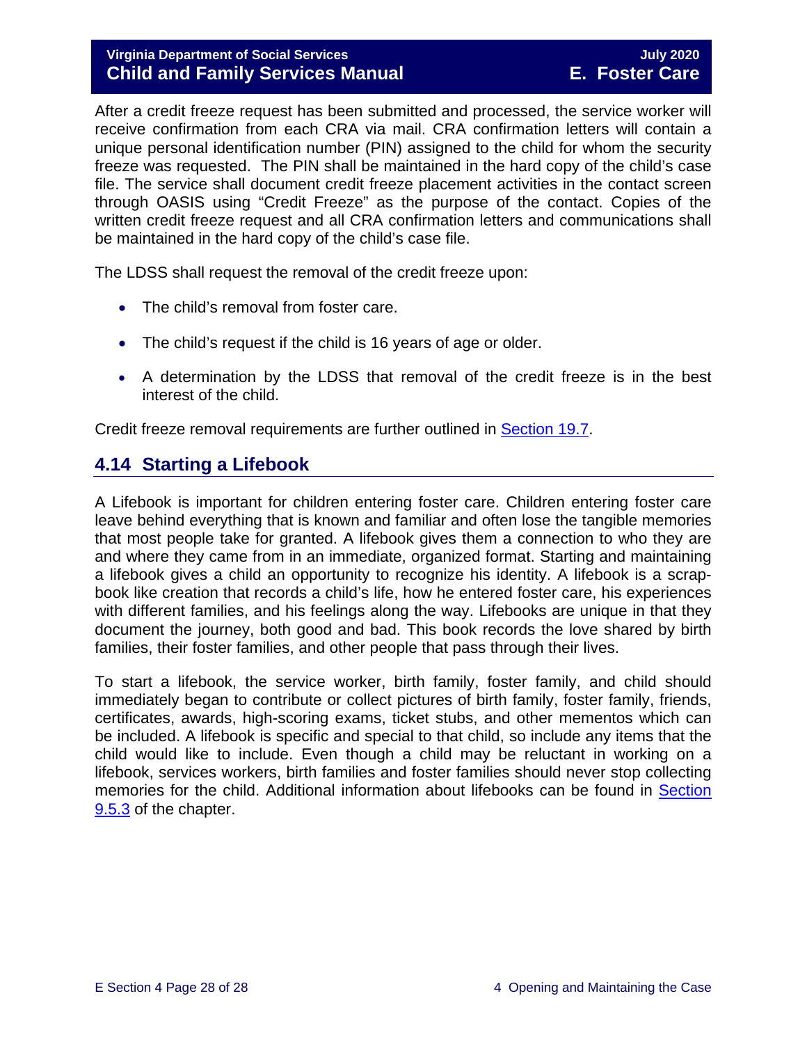After a credit freeze request has been submitted and processed, the service worker will receive confirmation from each CRA via mail. CRA confirmation letters will contain a unique personal identification number (PIN) assigned to the child for whom the security freeze was requested. The PIN shall be maintained in the hard copy of the child's case file. The service shall document credit freeze placement activities in the contact screen through OASIS using "Credit Freeze" as the purpose of the contact. Copies of the written credit freeze request and all CRA confirmation letters and communications shall be maintained in the hard copy of the child's case file.

The LDSS shall request the removal of the credit freeze upon:

- The child's removal from foster care.
- The child's request if the child is 16 years of age or older.
- A determination by the LDSS that removal of the credit freeze is in the best interest of the child.

Credit freeze removal requirements are further outlined in Section 19.7.

## 4.14 Starting a Lifebook

A Lifebook is important for children entering foster care. Children entering foster care leave behind everything that is known and familiar and often lose the tangible memories that most people take for granted. A lifebook gives them a connection to who they are and where they came from in an immediate, organized format. Starting and maintaining a lifebook gives a child an opportunity to recognize his identity. A lifebook is a scrap-book like creation that records a child's life, how he entered foster care, his experiences with different families, and his feelings along the way. Lifebooks are unique in that they document the journey, both good and bad. This book records the love shared by birth families, their foster families, and other people that pass through their lives.

To start a lifebook, the service worker, birth family, foster family, and child should immediately began to contribute or collect pictures of birth family, foster family, friends, certificates, awards, high-scoring exams, ticket stubs, and other mementos which can be included. A lifebook is specific and special to that child, so include any items that the child would like to include. Even though a child may be reluctant in working on a lifebook, services workers, birth families and foster families should never stop collecting memories for the child. Additional information about lifebooks can be found in Section 9.5.3 of the chapter.